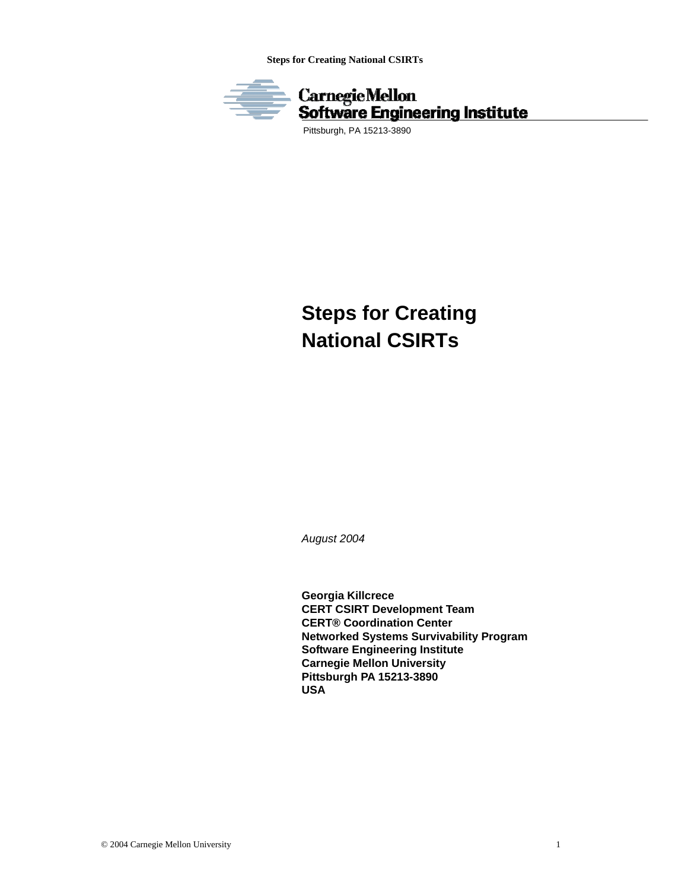Carnegie Mellon
Software Engineering Institute
Pittsburgh, PA 15213-3890

# Steps for Creating National CSIRTs

*August 2004*

**Georgia Killcrece**
**CERT CSIRT Development Team**
**CERT® Coordination Center**
**Networked Systems Survivability Program**
**Software Engineering Institute**
**Carnegie Mellon University**
**Pittsburgh PA 15213-3890**
**USA**

© 2004 Carnegie Mellon University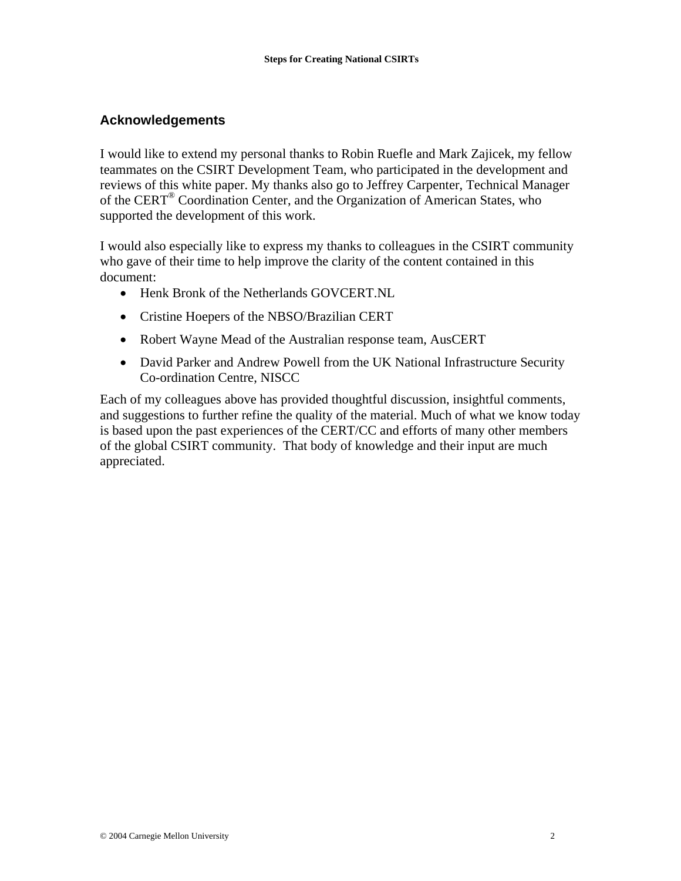## Acknowledgements

I would like to extend my personal thanks to Robin Ruefle and Mark Zajicek, my fellow teammates on the CSIRT Development Team, who participated in the development and reviews of this white paper. My thanks also go to Jeffrey Carpenter, Technical Manager of the CERT® Coordination Center, and the Organization of American States, who supported the development of this work.

I would also especially like to express my thanks to colleagues in the CSIRT community who gave of their time to help improve the clarity of the content contained in this document:

- Henk Bronk of the Netherlands GOVCERT.NL
- Cristine Hoepers of the NBSO/Brazilian CERT
- Robert Wayne Mead of the Australian response team, AusCERT
- David Parker and Andrew Powell from the UK National Infrastructure Security Co-ordination Centre, NISCC

Each of my colleagues above has provided thoughtful discussion, insightful comments, and suggestions to further refine the quality of the material. Much of what we know today is based upon the past experiences of the CERT/CC and efforts of many other members of the global CSIRT community. That body of knowledge and their input are much appreciated.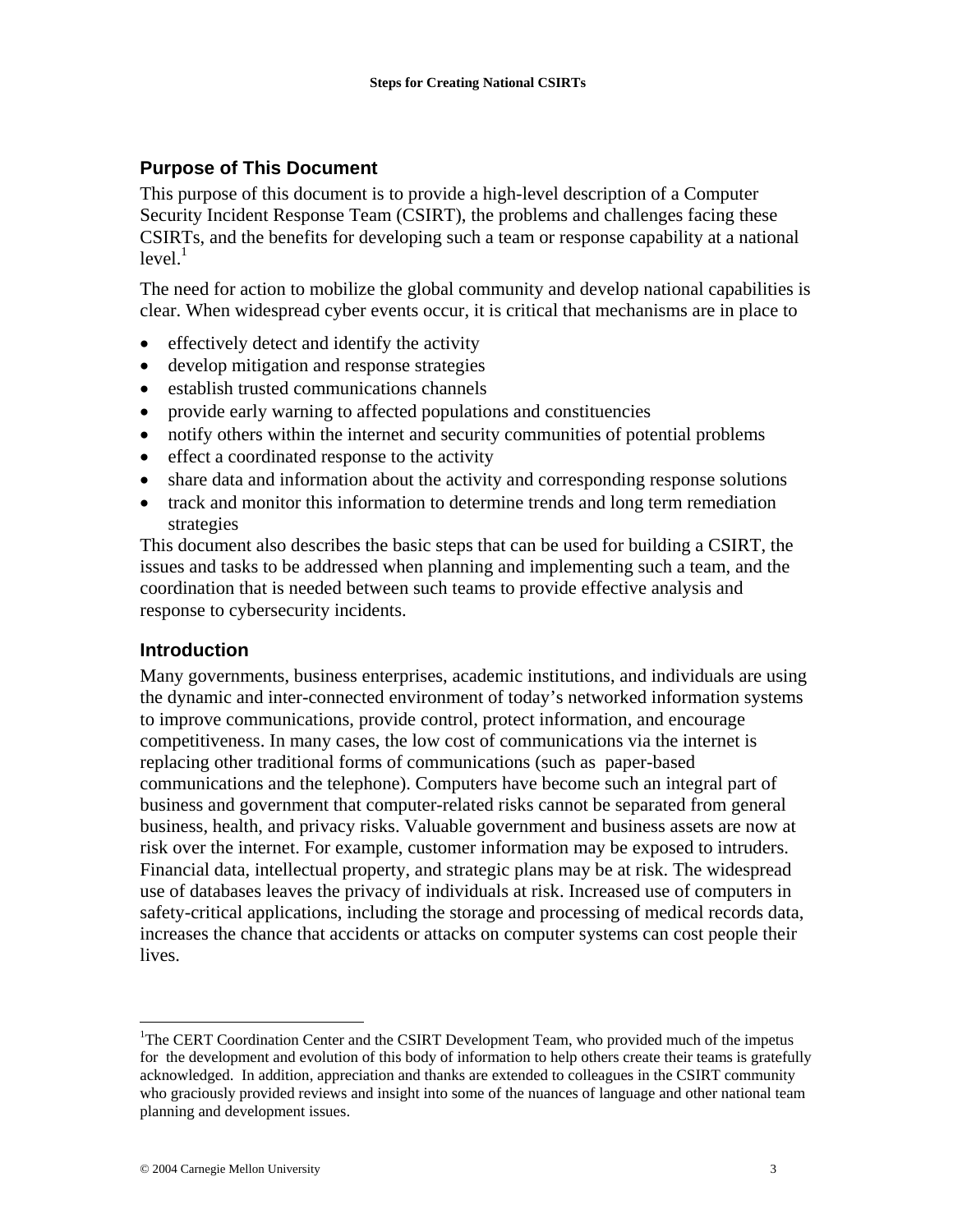## Purpose of This Document

This purpose of this document is to provide a high-level description of a Computer Security Incident Response Team (CSIRT), the problems and challenges facing these CSIRTs, and the benefits for developing such a team or response capability at a national level.[1]

The need for action to mobilize the global community and develop national capabilities is clear. When widespread cyber events occur, it is critical that mechanisms are in place to

- effectively detect and identify the activity
- develop mitigation and response strategies
- establish trusted communications channels
- provide early warning to affected populations and constituencies
- notify others within the internet and security communities of potential problems
- effect a coordinated response to the activity
- share data and information about the activity and corresponding response solutions
- track and monitor this information to determine trends and long term remediation strategies

This document also describes the basic steps that can be used for building a CSIRT, the issues and tasks to be addressed when planning and implementing such a team, and the coordination that is needed between such teams to provide effective analysis and response to cybersecurity incidents.

## Introduction

Many governments, business enterprises, academic institutions, and individuals are using the dynamic and inter-connected environment of today's networked information systems to improve communications, provide control, protect information, and encourage competitiveness. In many cases, the low cost of communications via the internet is replacing other traditional forms of communications (such as paper-based communications and the telephone). Computers have become such an integral part of business and government that computer-related risks cannot be separated from general business, health, and privacy risks. Valuable government and business assets are now at risk over the internet. For example, customer information may be exposed to intruders. Financial data, intellectual property, and strategic plans may be at risk. The widespread use of databases leaves the privacy of individuals at risk. Increased use of computers in safety-critical applications, including the storage and processing of medical records data, increases the chance that accidents or attacks on computer systems can cost people their lives.

---

[1] The CERT Coordination Center and the CSIRT Development Team, who provided much of the impetus for the development and evolution of this body of information to help others create their teams is gratefully acknowledged. In addition, appreciation and thanks are extended to colleagues in the CSIRT community who graciously provided reviews and insight into some of the nuances of language and other national team planning and development issues.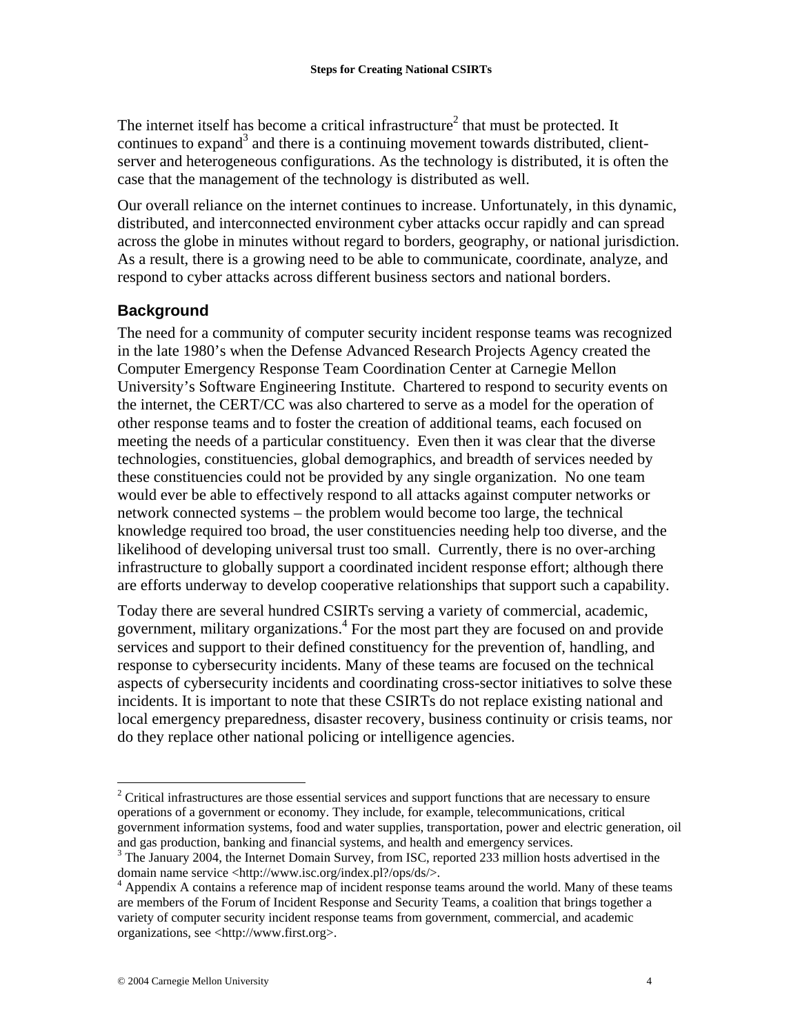The internet itself has become a critical infrastructure[2] that must be protected. It continues to expand[3] and there is a continuing movement towards distributed, client-server and heterogeneous configurations. As the technology is distributed, it is often the case that the management of the technology is distributed as well.

Our overall reliance on the internet continues to increase. Unfortunately, in this dynamic, distributed, and interconnected environment cyber attacks occur rapidly and can spread across the globe in minutes without regard to borders, geography, or national jurisdiction. As a result, there is a growing need to be able to communicate, coordinate, analyze, and respond to cyber attacks across different business sectors and national borders.

### Background

The need for a community of computer security incident response teams was recognized in the late 1980's when the Defense Advanced Research Projects Agency created the Computer Emergency Response Team Coordination Center at Carnegie Mellon University's Software Engineering Institute. Chartered to respond to security events on the internet, the CERT/CC was also chartered to serve as a model for the operation of other response teams and to foster the creation of additional teams, each focused on meeting the needs of a particular constituency. Even then it was clear that the diverse technologies, constituencies, global demographics, and breadth of services needed by these constituencies could not be provided by any single organization. No one team would ever be able to effectively respond to all attacks against computer networks or network connected systems – the problem would become too large, the technical knowledge required too broad, the user constituencies needing help too diverse, and the likelihood of developing universal trust too small. Currently, there is no over-arching infrastructure to globally support a coordinated incident response effort; although there are efforts underway to develop cooperative relationships that support such a capability.

Today there are several hundred CSIRTs serving a variety of commercial, academic, government, military organizations.[4] For the most part they are focused on and provide services and support to their defined constituency for the prevention of, handling, and response to cybersecurity incidents. Many of these teams are focused on the technical aspects of cybersecurity incidents and coordinating cross-sector initiatives to solve these incidents. It is important to note that these CSIRTs do not replace existing national and local emergency preparedness, disaster recovery, business continuity or crisis teams, nor do they replace other national policing or intelligence agencies.

---

[2] Critical infrastructures are those essential services and support functions that are necessary to ensure operations of a government or economy. They include, for example, telecommunications, critical government information systems, food and water supplies, transportation, power and electric generation, oil and gas production, banking and financial systems, and health and emergency services.

[3] The January 2004, the Internet Domain Survey, from ISC, reported 233 million hosts advertised in the domain name service <http://www.isc.org/index.pl?/ops/ds/>.

[4] Appendix A contains a reference map of incident response teams around the world. Many of these teams are members of the Forum of Incident Response and Security Teams, a coalition that brings together a variety of computer security incident response teams from government, commercial, and academic organizations, see <http://www.first.org>.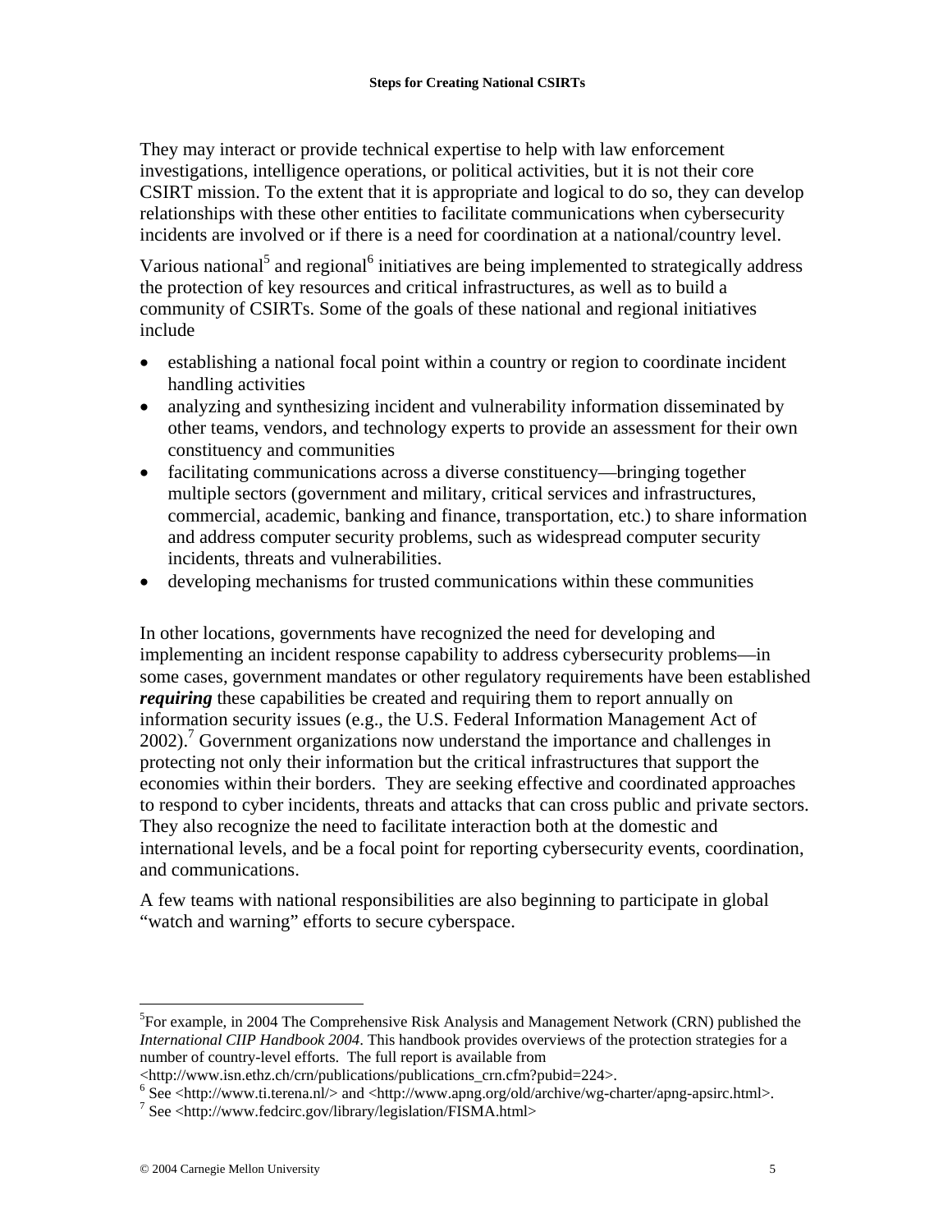They may interact or provide technical expertise to help with law enforcement investigations, intelligence operations, or political activities, but it is not their core CSIRT mission. To the extent that it is appropriate and logical to do so, they can develop relationships with these other entities to facilitate communications when cybersecurity incidents are involved or if there is a need for coordination at a national/country level.

Various national[5] and regional[6] initiatives are being implemented to strategically address the protection of key resources and critical infrastructures, as well as to build a community of CSIRTs. Some of the goals of these national and regional initiatives include

- establishing a national focal point within a country or region to coordinate incident handling activities
- analyzing and synthesizing incident and vulnerability information disseminated by other teams, vendors, and technology experts to provide an assessment for their own constituency and communities
- facilitating communications across a diverse constituency—bringing together multiple sectors (government and military, critical services and infrastructures, commercial, academic, banking and finance, transportation, etc.) to share information and address computer security problems, such as widespread computer security incidents, threats and vulnerabilities.
- developing mechanisms for trusted communications within these communities

In other locations, governments have recognized the need for developing and implementing an incident response capability to address cybersecurity problems—in some cases, government mandates or other regulatory requirements have been established ***requiring*** these capabilities be created and requiring them to report annually on information security issues (e.g., the U.S. Federal Information Management Act of 2002).[7] Government organizations now understand the importance and challenges in protecting not only their information but the critical infrastructures that support the economies within their borders. They are seeking effective and coordinated approaches to respond to cyber incidents, threats and attacks that can cross public and private sectors. They also recognize the need to facilitate interaction both at the domestic and international levels, and be a focal point for reporting cybersecurity events, coordination, and communications.

A few teams with national responsibilities are also beginning to participate in global "watch and warning" efforts to secure cyberspace.

---

[5] For example, in 2004 The Comprehensive Risk Analysis and Management Network (CRN) published the *International CIIP Handbook 2004*. This handbook provides overviews of the protection strategies for a number of country-level efforts. The full report is available from <http://www.isn.ethz.ch/crn/publications/publications_crn.cfm?pubid=224>.

[6] See <http://www.ti.terena.nl/> and <http://www.apng.org/old/archive/wg-charter/apng-apsirc.html>.

[7] See <http://www.fedcirc.gov/library/legislation/FISMA.html>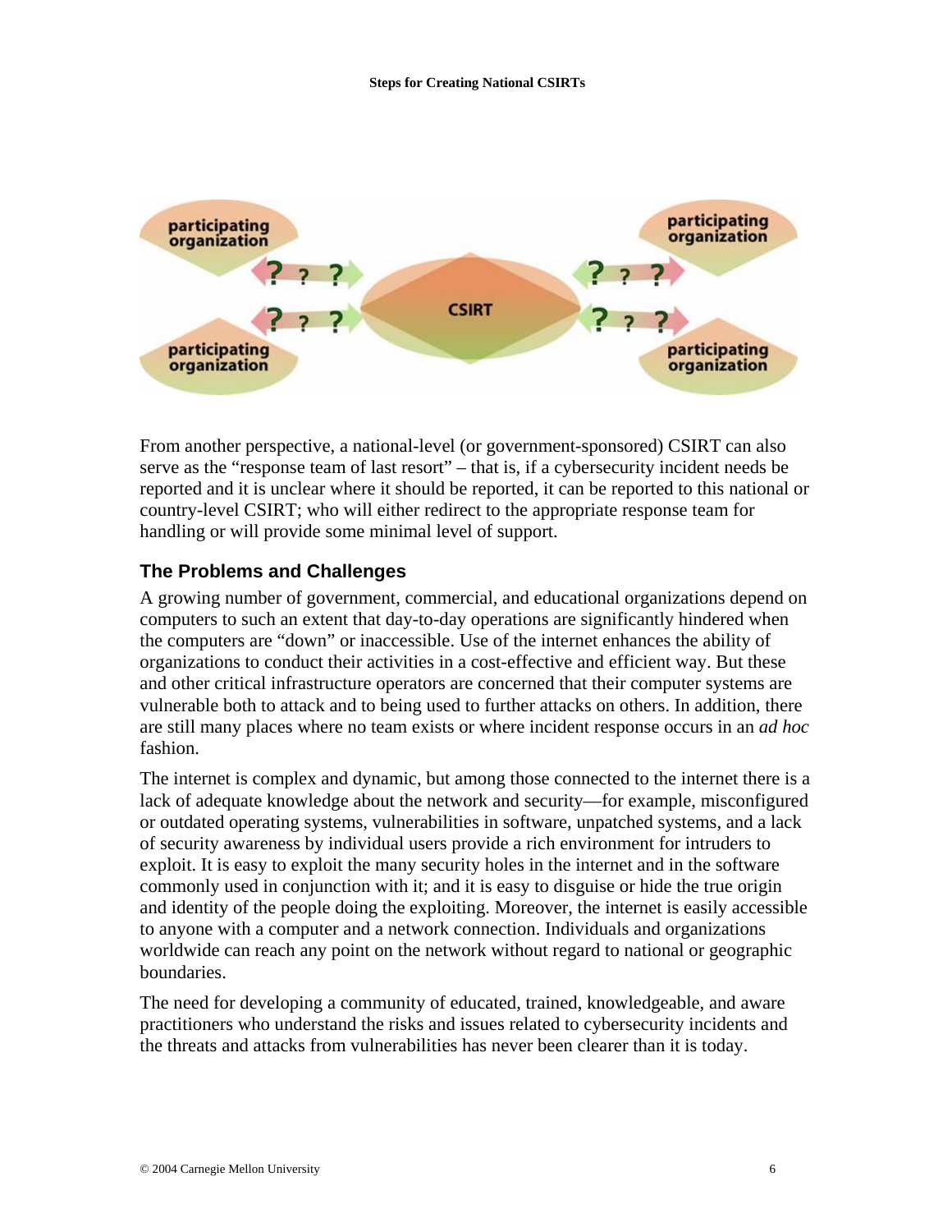From another perspective, a national-level (or government-sponsored) CSIRT can also serve as the "response team of last resort" – that is, if a cybersecurity incident needs be reported and it is unclear where it should be reported, it can be reported to this national or country-level CSIRT; who will either redirect to the appropriate response team for handling or will provide some minimal level of support.

## The Problems and Challenges

A growing number of government, commercial, and educational organizations depend on computers to such an extent that day-to-day operations are significantly hindered when the computers are "down" or inaccessible. Use of the internet enhances the ability of organizations to conduct their activities in a cost-effective and efficient way. But these and other critical infrastructure operators are concerned that their computer systems are vulnerable both to attack and to being used to further attacks on others. In addition, there are still many places where no team exists or where incident response occurs in an *ad hoc* fashion.

The internet is complex and dynamic, but among those connected to the internet there is a lack of adequate knowledge about the network and security—for example, misconfigured or outdated operating systems, vulnerabilities in software, unpatched systems, and a lack of security awareness by individual users provide a rich environment for intruders to exploit. It is easy to exploit the many security holes in the internet and in the software commonly used in conjunction with it; and it is easy to disguise or hide the true origin and identity of the people doing the exploiting. Moreover, the internet is easily accessible to anyone with a computer and a network connection. Individuals and organizations worldwide can reach any point on the network without regard to national or geographic boundaries.

The need for developing a community of educated, trained, knowledgeable, and aware practitioners who understand the risks and issues related to cybersecurity incidents and the threats and attacks from vulnerabilities has never been clearer than it is today.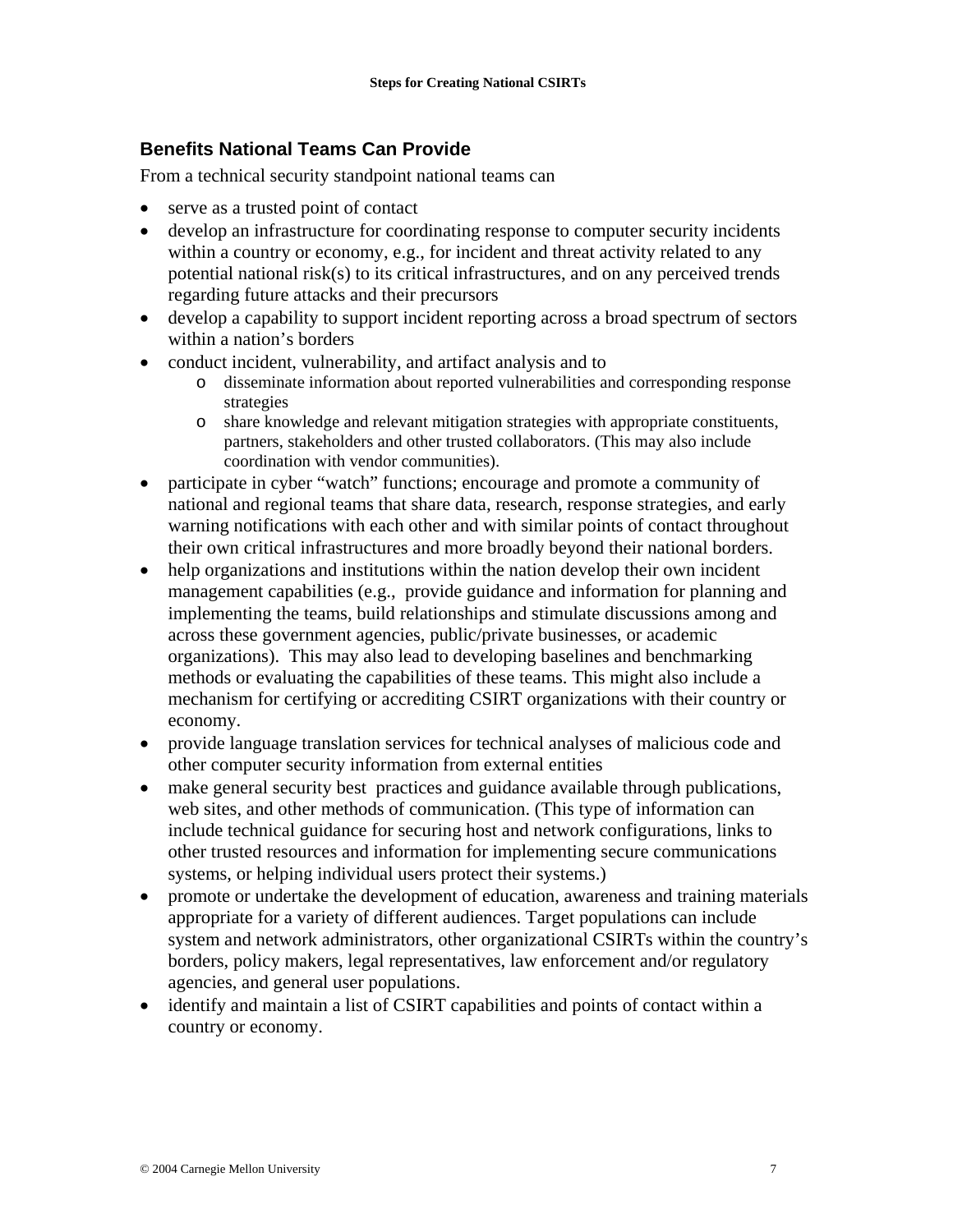## Benefits National Teams Can Provide

From a technical security standpoint national teams can

- serve as a trusted point of contact
- develop an infrastructure for coordinating response to computer security incidents within a country or economy, e.g., for incident and threat activity related to any potential national risk(s) to its critical infrastructures, and on any perceived trends regarding future attacks and their precursors
- develop a capability to support incident reporting across a broad spectrum of sectors within a nation's borders
- conduct incident, vulnerability, and artifact analysis and to
  - disseminate information about reported vulnerabilities and corresponding response strategies
  - share knowledge and relevant mitigation strategies with appropriate constituents, partners, stakeholders and other trusted collaborators. (This may also include coordination with vendor communities).
- participate in cyber "watch" functions; encourage and promote a community of national and regional teams that share data, research, response strategies, and early warning notifications with each other and with similar points of contact throughout their own critical infrastructures and more broadly beyond their national borders.
- help organizations and institutions within the nation develop their own incident management capabilities (e.g., provide guidance and information for planning and implementing the teams, build relationships and stimulate discussions among and across these government agencies, public/private businesses, or academic organizations). This may also lead to developing baselines and benchmarking methods or evaluating the capabilities of these teams. This might also include a mechanism for certifying or accrediting CSIRT organizations with their country or economy.
- provide language translation services for technical analyses of malicious code and other computer security information from external entities
- make general security best practices and guidance available through publications, web sites, and other methods of communication. (This type of information can include technical guidance for securing host and network configurations, links to other trusted resources and information for implementing secure communications systems, or helping individual users protect their systems.)
- promote or undertake the development of education, awareness and training materials appropriate for a variety of different audiences. Target populations can include system and network administrators, other organizational CSIRTs within the country's borders, policy makers, legal representatives, law enforcement and/or regulatory agencies, and general user populations.
- identify and maintain a list of CSIRT capabilities and points of contact within a country or economy.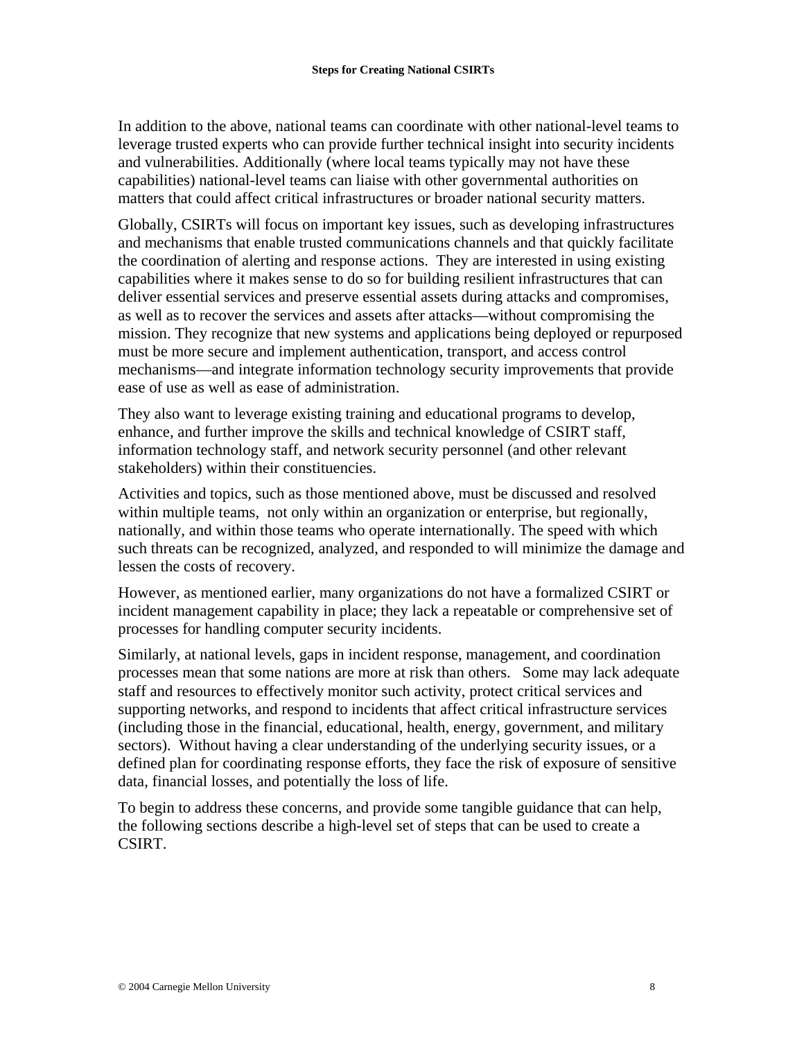In addition to the above, national teams can coordinate with other national-level teams to leverage trusted experts who can provide further technical insight into security incidents and vulnerabilities. Additionally (where local teams typically may not have these capabilities) national-level teams can liaise with other governmental authorities on matters that could affect critical infrastructures or broader national security matters.

Globally, CSIRTs will focus on important key issues, such as developing infrastructures and mechanisms that enable trusted communications channels and that quickly facilitate the coordination of alerting and response actions. They are interested in using existing capabilities where it makes sense to do so for building resilient infrastructures that can deliver essential services and preserve essential assets during attacks and compromises, as well as to recover the services and assets after attacks—without compromising the mission. They recognize that new systems and applications being deployed or repurposed must be more secure and implement authentication, transport, and access control mechanisms—and integrate information technology security improvements that provide ease of use as well as ease of administration.

They also want to leverage existing training and educational programs to develop, enhance, and further improve the skills and technical knowledge of CSIRT staff, information technology staff, and network security personnel (and other relevant stakeholders) within their constituencies.

Activities and topics, such as those mentioned above, must be discussed and resolved within multiple teams, not only within an organization or enterprise, but regionally, nationally, and within those teams who operate internationally. The speed with which such threats can be recognized, analyzed, and responded to will minimize the damage and lessen the costs of recovery.

However, as mentioned earlier, many organizations do not have a formalized CSIRT or incident management capability in place; they lack a repeatable or comprehensive set of processes for handling computer security incidents.

Similarly, at national levels, gaps in incident response, management, and coordination processes mean that some nations are more at risk than others. Some may lack adequate staff and resources to effectively monitor such activity, protect critical services and supporting networks, and respond to incidents that affect critical infrastructure services (including those in the financial, educational, health, energy, government, and military sectors). Without having a clear understanding of the underlying security issues, or a defined plan for coordinating response efforts, they face the risk of exposure of sensitive data, financial losses, and potentially the loss of life.

To begin to address these concerns, and provide some tangible guidance that can help, the following sections describe a high-level set of steps that can be used to create a CSIRT.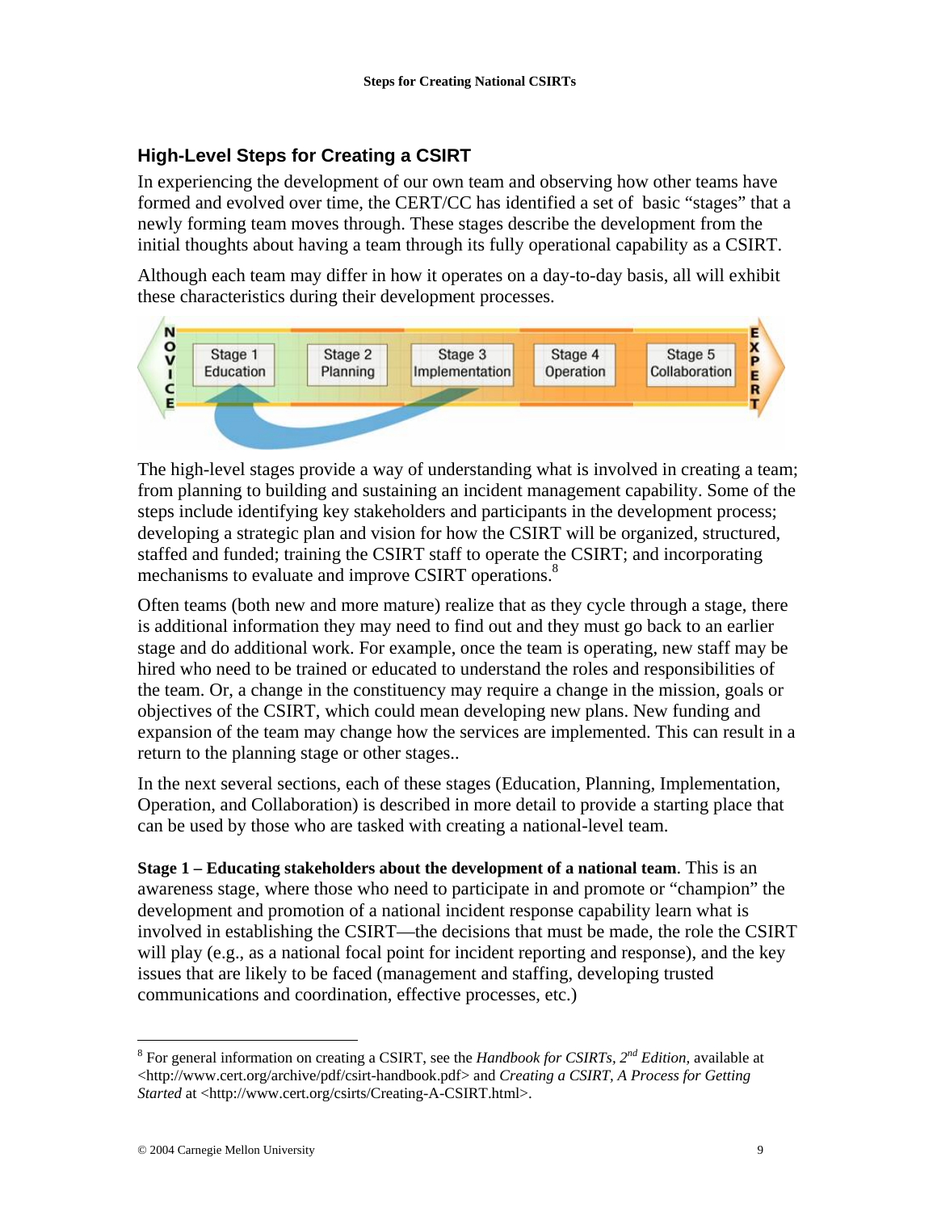## High-Level Steps for Creating a CSIRT

In experiencing the development of our own team and observing how other teams have formed and evolved over time, the CERT/CC has identified a set of basic "stages" that a newly forming team moves through. These stages describe the development from the initial thoughts about having a team through its fully operational capability as a CSIRT.

Although each team may differ in how it operates on a day-to-day basis, all will exhibit these characteristics during their development processes.

NOVICE — Stage 1 Education — Stage 2 Planning — Stage 3 Implementation — Stage 4 Operation — Stage 5 Collaboration — EXPERT

The high-level stages provide a way of understanding what is involved in creating a team; from planning to building and sustaining an incident management capability. Some of the steps include identifying key stakeholders and participants in the development process; developing a strategic plan and vision for how the CSIRT will be organized, structured, staffed and funded; training the CSIRT staff to operate the CSIRT; and incorporating mechanisms to evaluate and improve CSIRT operations.[8]

Often teams (both new and more mature) realize that as they cycle through a stage, there is additional information they may need to find out and they must go back to an earlier stage and do additional work. For example, once the team is operating, new staff may be hired who need to be trained or educated to understand the roles and responsibilities of the team. Or, a change in the constituency may require a change in the mission, goals or objectives of the CSIRT, which could mean developing new plans. New funding and expansion of the team may change how the services are implemented. This can result in a return to the planning stage or other stages..

In the next several sections, each of these stages (Education, Planning, Implementation, Operation, and Collaboration) is described in more detail to provide a starting place that can be used by those who are tasked with creating a national-level team.

**Stage 1 – Educating stakeholders about the development of a national team**. This is an awareness stage, where those who need to participate in and promote or "champion" the development and promotion of a national incident response capability learn what is involved in establishing the CSIRT—the decisions that must be made, the role the CSIRT will play (e.g., as a national focal point for incident reporting and response), and the key issues that are likely to be faced (management and staffing, developing trusted communications and coordination, effective processes, etc.)

---

[8] For general information on creating a CSIRT, see the *Handbook for CSIRTs, 2nd Edition*, available at <http://www.cert.org/archive/pdf/csirt-handbook.pdf> and *Creating a CSIRT, A Process for Getting Started* at <http://www.cert.org/csirts/Creating-A-CSIRT.html>.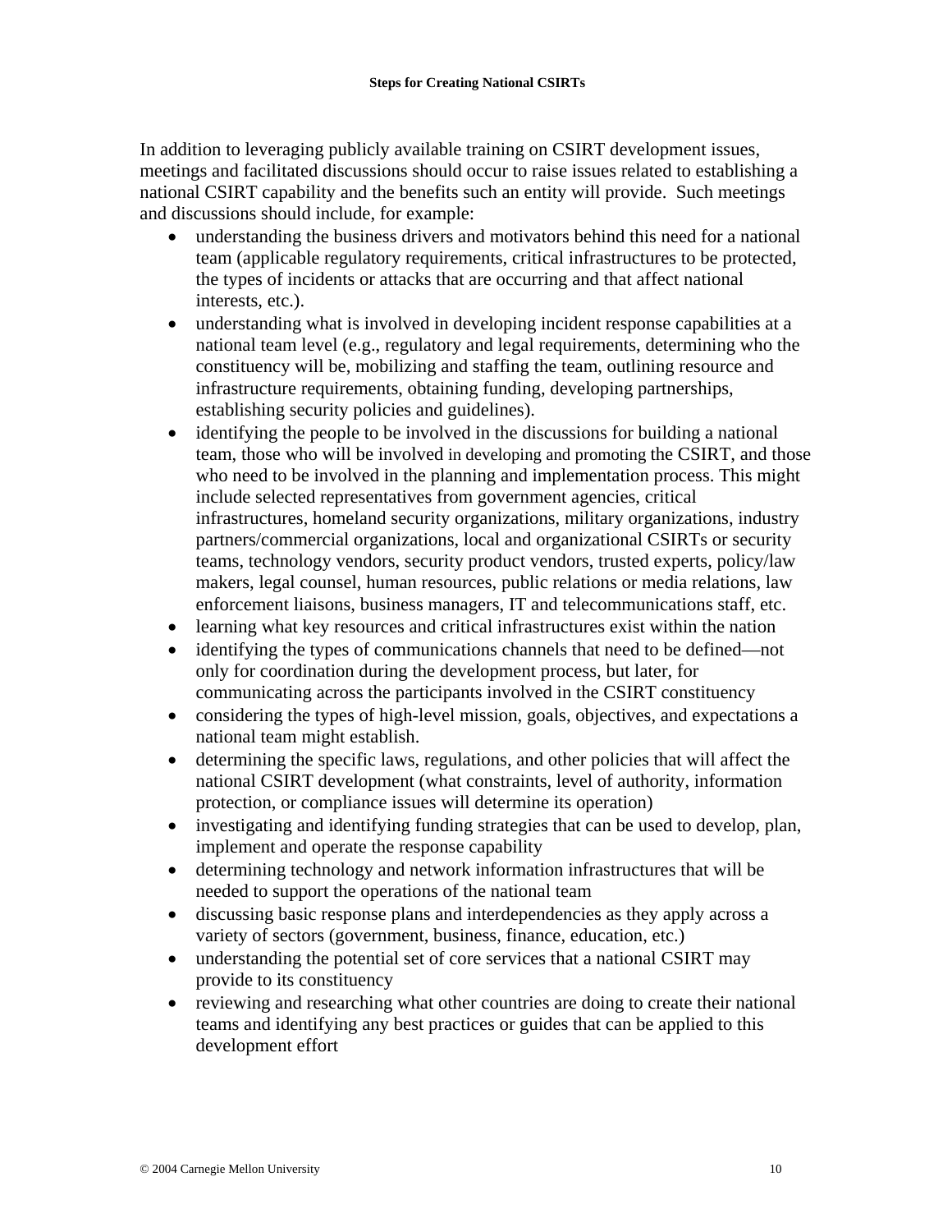In addition to leveraging publicly available training on CSIRT development issues, meetings and facilitated discussions should occur to raise issues related to establishing a national CSIRT capability and the benefits such an entity will provide. Such meetings and discussions should include, for example:

- understanding the business drivers and motivators behind this need for a national team (applicable regulatory requirements, critical infrastructures to be protected, the types of incidents or attacks that are occurring and that affect national interests, etc.).
- understanding what is involved in developing incident response capabilities at a national team level (e.g., regulatory and legal requirements, determining who the constituency will be, mobilizing and staffing the team, outlining resource and infrastructure requirements, obtaining funding, developing partnerships, establishing security policies and guidelines).
- identifying the people to be involved in the discussions for building a national team, those who will be involved in developing and promoting the CSIRT, and those who need to be involved in the planning and implementation process. This might include selected representatives from government agencies, critical infrastructures, homeland security organizations, military organizations, industry partners/commercial organizations, local and organizational CSIRTs or security teams, technology vendors, security product vendors, trusted experts, policy/law makers, legal counsel, human resources, public relations or media relations, law enforcement liaisons, business managers, IT and telecommunications staff, etc.
- learning what key resources and critical infrastructures exist within the nation
- identifying the types of communications channels that need to be defined—not only for coordination during the development process, but later, for communicating across the participants involved in the CSIRT constituency
- considering the types of high-level mission, goals, objectives, and expectations a national team might establish.
- determining the specific laws, regulations, and other policies that will affect the national CSIRT development (what constraints, level of authority, information protection, or compliance issues will determine its operation)
- investigating and identifying funding strategies that can be used to develop, plan, implement and operate the response capability
- determining technology and network information infrastructures that will be needed to support the operations of the national team
- discussing basic response plans and interdependencies as they apply across a variety of sectors (government, business, finance, education, etc.)
- understanding the potential set of core services that a national CSIRT may provide to its constituency
- reviewing and researching what other countries are doing to create their national teams and identifying any best practices or guides that can be applied to this development effort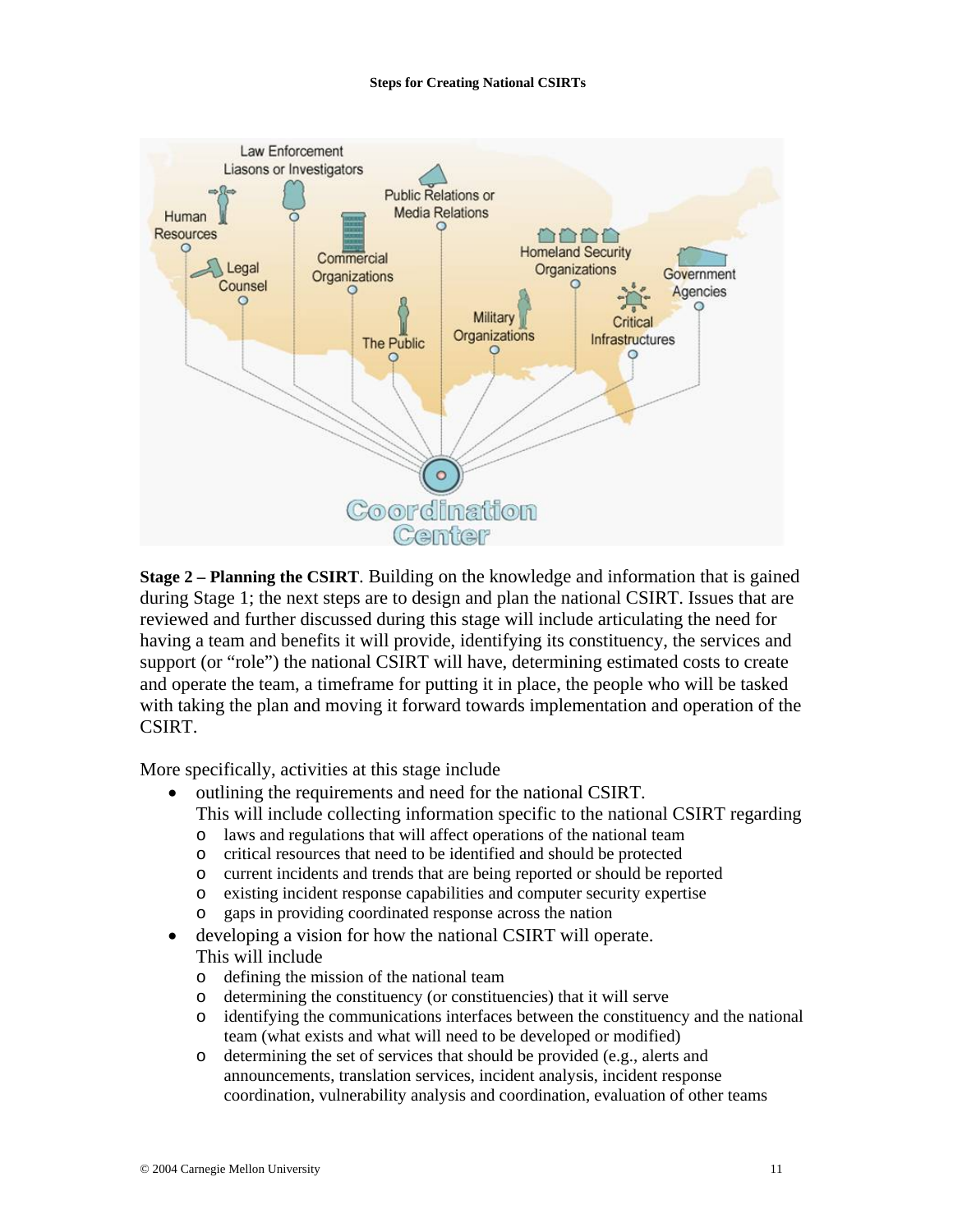**Stage 2 – Planning the CSIRT**. Building on the knowledge and information that is gained during Stage 1; the next steps are to design and plan the national CSIRT. Issues that are reviewed and further discussed during this stage will include articulating the need for having a team and benefits it will provide, identifying its constituency, the services and support (or "role") the national CSIRT will have, determining estimated costs to create and operate the team, a timeframe for putting it in place, the people who will be tasked with taking the plan and moving it forward towards implementation and operation of the CSIRT.

More specifically, activities at this stage include

- outlining the requirements and need for the national CSIRT.
  This will include collecting information specific to the national CSIRT regarding
  - laws and regulations that will affect operations of the national team
  - critical resources that need to be identified and should be protected
  - current incidents and trends that are being reported or should be reported
  - existing incident response capabilities and computer security expertise
  - gaps in providing coordinated response across the nation
- developing a vision for how the national CSIRT will operate.
  This will include
  - defining the mission of the national team
  - determining the constituency (or constituencies) that it will serve
  - identifying the communications interfaces between the constituency and the national team (what exists and what will need to be developed or modified)
  - determining the set of services that should be provided (e.g., alerts and announcements, translation services, incident analysis, incident response coordination, vulnerability analysis and coordination, evaluation of other teams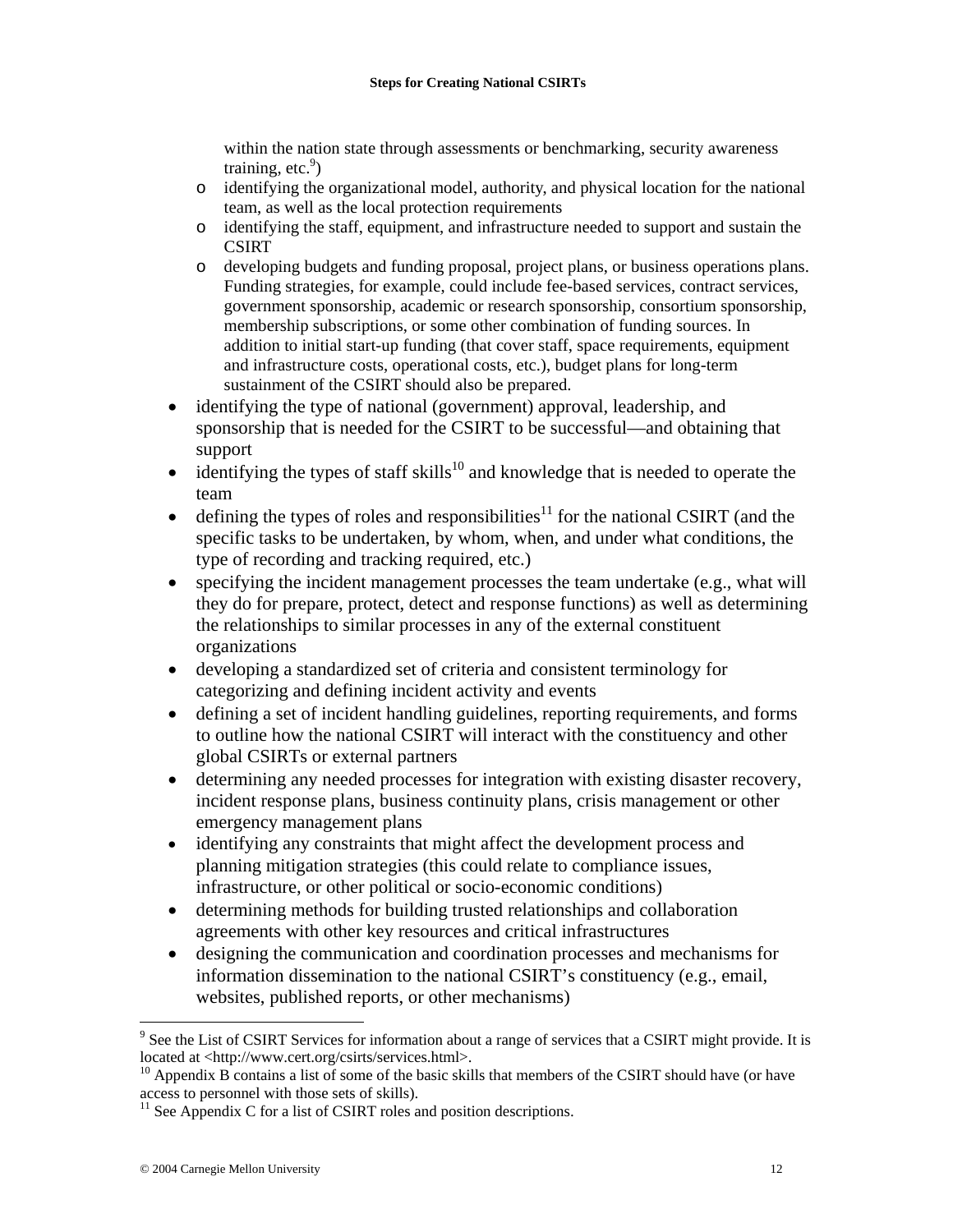within the nation state through assessments or benchmarking, security awareness training, etc.[9])

  - identifying the organizational model, authority, and physical location for the national team, as well as the local protection requirements
  - identifying the staff, equipment, and infrastructure needed to support and sustain the CSIRT
  - developing budgets and funding proposal, project plans, or business operations plans. Funding strategies, for example, could include fee-based services, contract services, government sponsorship, academic or research sponsorship, consortium sponsorship, membership subscriptions, or some other combination of funding sources. In addition to initial start-up funding (that cover staff, space requirements, equipment and infrastructure costs, operational costs, etc.), budget plans for long-term sustainment of the CSIRT should also be prepared.

- identifying the type of national (government) approval, leadership, and sponsorship that is needed for the CSIRT to be successful—and obtaining that support
- identifying the types of staff skills[10] and knowledge that is needed to operate the team
- defining the types of roles and responsibilities[11] for the national CSIRT (and the specific tasks to be undertaken, by whom, when, and under what conditions, the type of recording and tracking required, etc.)
- specifying the incident management processes the team undertake (e.g., what will they do for prepare, protect, detect and response functions) as well as determining the relationships to similar processes in any of the external constituent organizations
- developing a standardized set of criteria and consistent terminology for categorizing and defining incident activity and events
- defining a set of incident handling guidelines, reporting requirements, and forms to outline how the national CSIRT will interact with the constituency and other global CSIRTs or external partners
- determining any needed processes for integration with existing disaster recovery, incident response plans, business continuity plans, crisis management or other emergency management plans
- identifying any constraints that might affect the development process and planning mitigation strategies (this could relate to compliance issues, infrastructure, or other political or socio-economic conditions)
- determining methods for building trusted relationships and collaboration agreements with other key resources and critical infrastructures
- designing the communication and coordination processes and mechanisms for information dissemination to the national CSIRT's constituency (e.g., email, websites, published reports, or other mechanisms)

---

[9] See the List of CSIRT Services for information about a range of services that a CSIRT might provide. It is located at <http://www.cert.org/csirts/services.html>.

[10] Appendix B contains a list of some of the basic skills that members of the CSIRT should have (or have access to personnel with those sets of skills).

[11] See Appendix C for a list of CSIRT roles and position descriptions.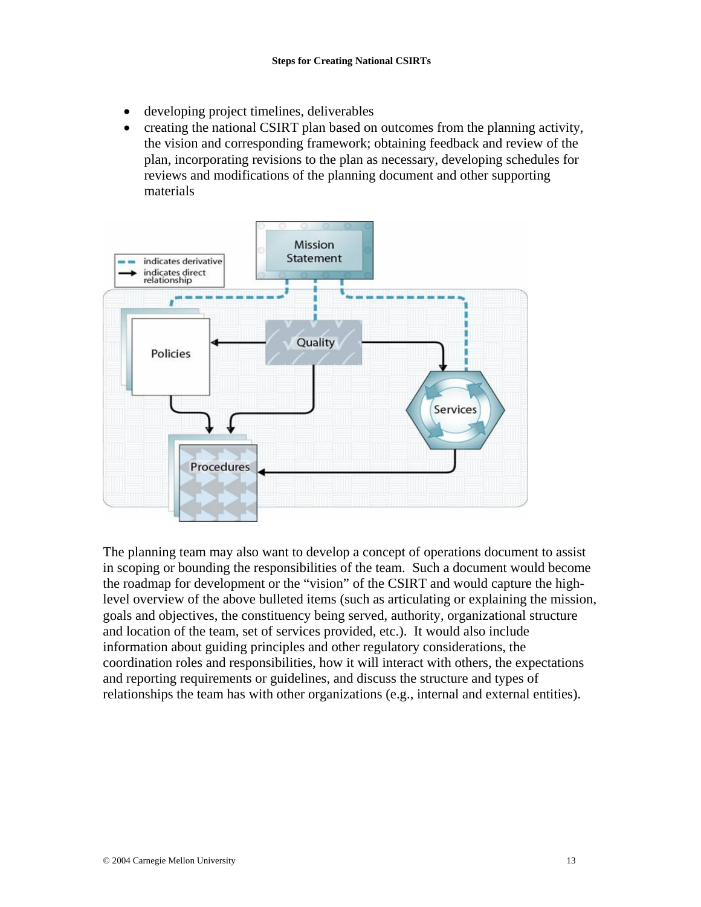- developing project timelines, deliverables
- creating the national CSIRT plan based on outcomes from the planning activity, the vision and corresponding framework; obtaining feedback and review of the plan, incorporating revisions to the plan as necessary, developing schedules for reviews and modifications of the planning document and other supporting materials

The planning team may also want to develop a concept of operations document to assist in scoping or bounding the responsibilities of the team. Such a document would become the roadmap for development or the "vision" of the CSIRT and would capture the high-level overview of the above bulleted items (such as articulating or explaining the mission, goals and objectives, the constituency being served, authority, organizational structure and location of the team, set of services provided, etc.). It would also include information about guiding principles and other regulatory considerations, the coordination roles and responsibilities, how it will interact with others, the expectations and reporting requirements or guidelines, and discuss the structure and types of relationships the team has with other organizations (e.g., internal and external entities).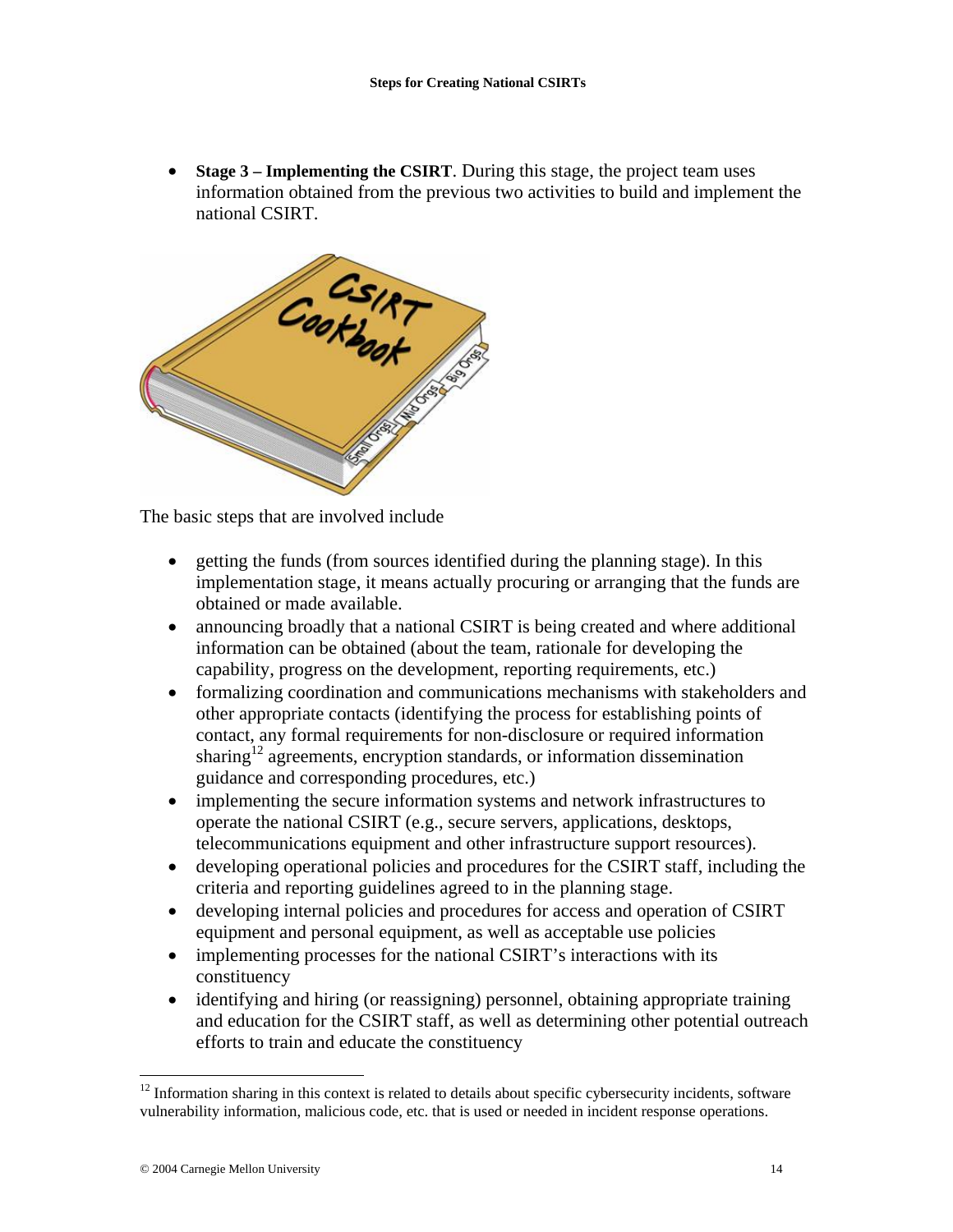- **Stage 3 – Implementing the CSIRT**. During this stage, the project team uses information obtained from the previous two activities to build and implement the national CSIRT.

The basic steps that are involved include

- getting the funds (from sources identified during the planning stage). In this implementation stage, it means actually procuring or arranging that the funds are obtained or made available.
- announcing broadly that a national CSIRT is being created and where additional information can be obtained (about the team, rationale for developing the capability, progress on the development, reporting requirements, etc.)
- formalizing coordination and communications mechanisms with stakeholders and other appropriate contacts (identifying the process for establishing points of contact, any formal requirements for non-disclosure or required information sharing[12] agreements, encryption standards, or information dissemination guidance and corresponding procedures, etc.)
- implementing the secure information systems and network infrastructures to operate the national CSIRT (e.g., secure servers, applications, desktops, telecommunications equipment and other infrastructure support resources).
- developing operational policies and procedures for the CSIRT staff, including the criteria and reporting guidelines agreed to in the planning stage.
- developing internal policies and procedures for access and operation of CSIRT equipment and personal equipment, as well as acceptable use policies
- implementing processes for the national CSIRT's interactions with its constituency
- identifying and hiring (or reassigning) personnel, obtaining appropriate training and education for the CSIRT staff, as well as determining other potential outreach efforts to train and educate the constituency

[12] Information sharing in this context is related to details about specific cybersecurity incidents, software vulnerability information, malicious code, etc. that is used or needed in incident response operations.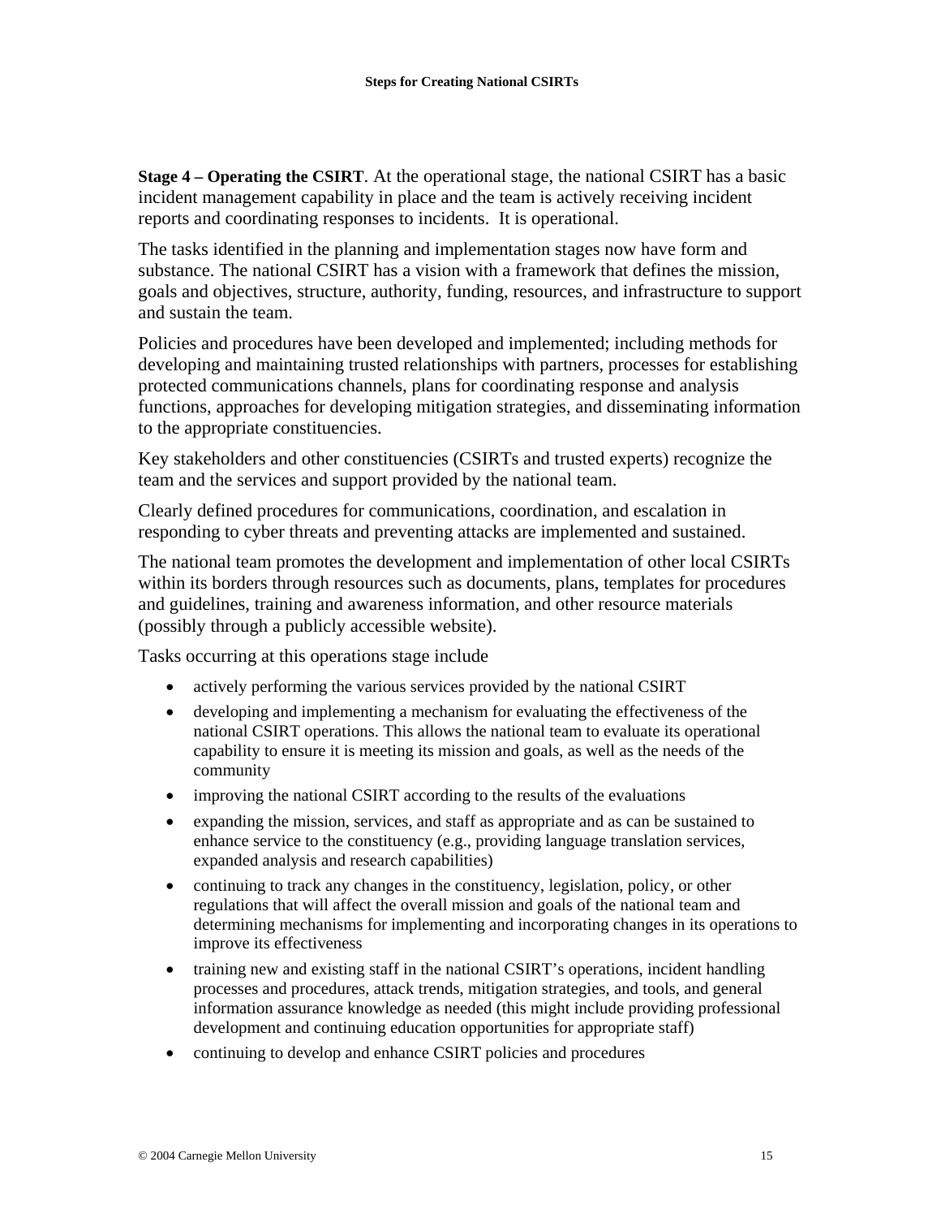**Stage 4 – Operating the CSIRT**. At the operational stage, the national CSIRT has a basic incident management capability in place and the team is actively receiving incident reports and coordinating responses to incidents. It is operational.

The tasks identified in the planning and implementation stages now have form and substance. The national CSIRT has a vision with a framework that defines the mission, goals and objectives, structure, authority, funding, resources, and infrastructure to support and sustain the team.

Policies and procedures have been developed and implemented; including methods for developing and maintaining trusted relationships with partners, processes for establishing protected communications channels, plans for coordinating response and analysis functions, approaches for developing mitigation strategies, and disseminating information to the appropriate constituencies.

Key stakeholders and other constituencies (CSIRTs and trusted experts) recognize the team and the services and support provided by the national team.

Clearly defined procedures for communications, coordination, and escalation in responding to cyber threats and preventing attacks are implemented and sustained.

The national team promotes the development and implementation of other local CSIRTs within its borders through resources such as documents, plans, templates for procedures and guidelines, training and awareness information, and other resource materials (possibly through a publicly accessible website).

Tasks occurring at this operations stage include

- actively performing the various services provided by the national CSIRT
- developing and implementing a mechanism for evaluating the effectiveness of the national CSIRT operations. This allows the national team to evaluate its operational capability to ensure it is meeting its mission and goals, as well as the needs of the community
- improving the national CSIRT according to the results of the evaluations
- expanding the mission, services, and staff as appropriate and as can be sustained to enhance service to the constituency (e.g., providing language translation services, expanded analysis and research capabilities)
- continuing to track any changes in the constituency, legislation, policy, or other regulations that will affect the overall mission and goals of the national team and determining mechanisms for implementing and incorporating changes in its operations to improve its effectiveness
- training new and existing staff in the national CSIRT's operations, incident handling processes and procedures, attack trends, mitigation strategies, and tools, and general information assurance knowledge as needed (this might include providing professional development and continuing education opportunities for appropriate staff)
- continuing to develop and enhance CSIRT policies and procedures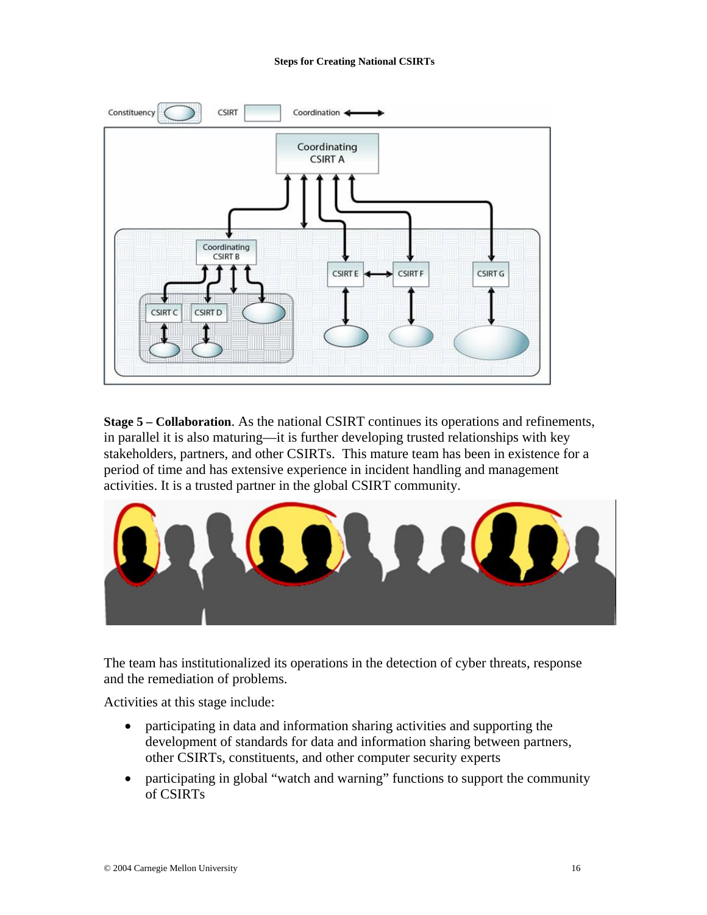**Stage 5 – Collaboration**. As the national CSIRT continues its operations and refinements, in parallel it is also maturing—it is further developing trusted relationships with key stakeholders, partners, and other CSIRTs. This mature team has been in existence for a period of time and has extensive experience in incident handling and management activities. It is a trusted partner in the global CSIRT community.

The team has institutionalized its operations in the detection of cyber threats, response and the remediation of problems.

Activities at this stage include:

- participating in data and information sharing activities and supporting the development of standards for data and information sharing between partners, other CSIRTs, constituents, and other computer security experts
- participating in global "watch and warning" functions to support the community of CSIRTs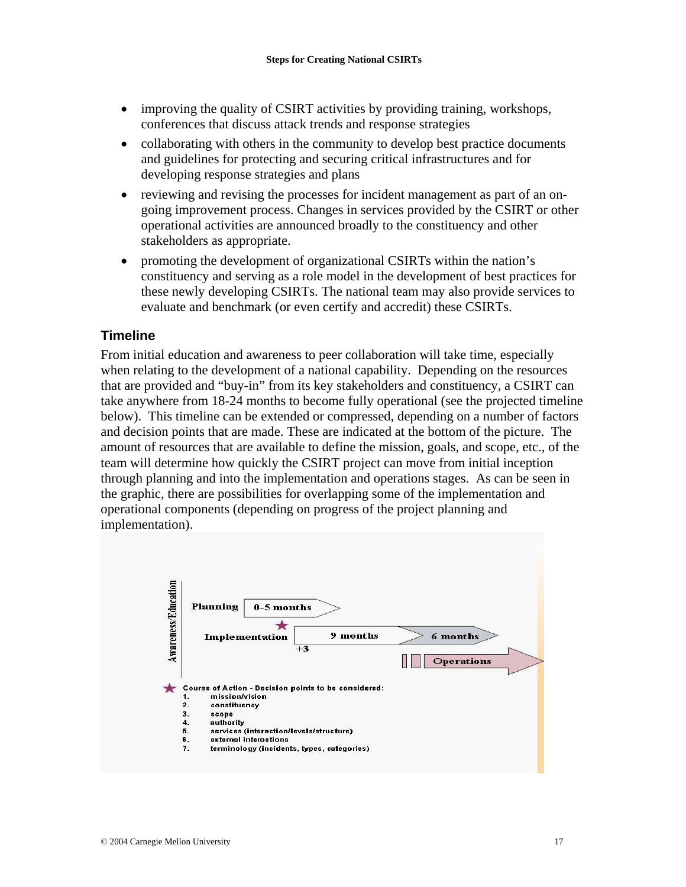- improving the quality of CSIRT activities by providing training, workshops, conferences that discuss attack trends and response strategies
- collaborating with others in the community to develop best practice documents and guidelines for protecting and securing critical infrastructures and for developing response strategies and plans
- reviewing and revising the processes for incident management as part of an on-going improvement process. Changes in services provided by the CSIRT or other operational activities are announced broadly to the constituency and other stakeholders as appropriate.
- promoting the development of organizational CSIRTs within the nation's constituency and serving as a role model in the development of best practices for these newly developing CSIRTs. The national team may also provide services to evaluate and benchmark (or even certify and accredit) these CSIRTs.

## Timeline

From initial education and awareness to peer collaboration will take time, especially when relating to the development of a national capability. Depending on the resources that are provided and "buy-in" from its key stakeholders and constituency, a CSIRT can take anywhere from 18-24 months to become fully operational (see the projected timeline below). This timeline can be extended or compressed, depending on a number of factors and decision points that are made. These are indicated at the bottom of the picture. The amount of resources that are available to define the mission, goals, and scope, etc., of the team will determine how quickly the CSIRT project can move from initial inception through planning and into the implementation and operations stages. As can be seen in the graphic, there are possibilities for overlapping some of the implementation and operational components (depending on progress of the project planning and implementation).

Awareness/Education

Planning: 0–5 months

Implementation: +3, 9 months, 6 months

Operations

★ Course of Action - Decision points to be considered:

1. mission/vision
2. constituency
3. scope
4. authority
5. services (interaction/levels/structure)
6. external interactions
7. terminology (incidents, types, categories)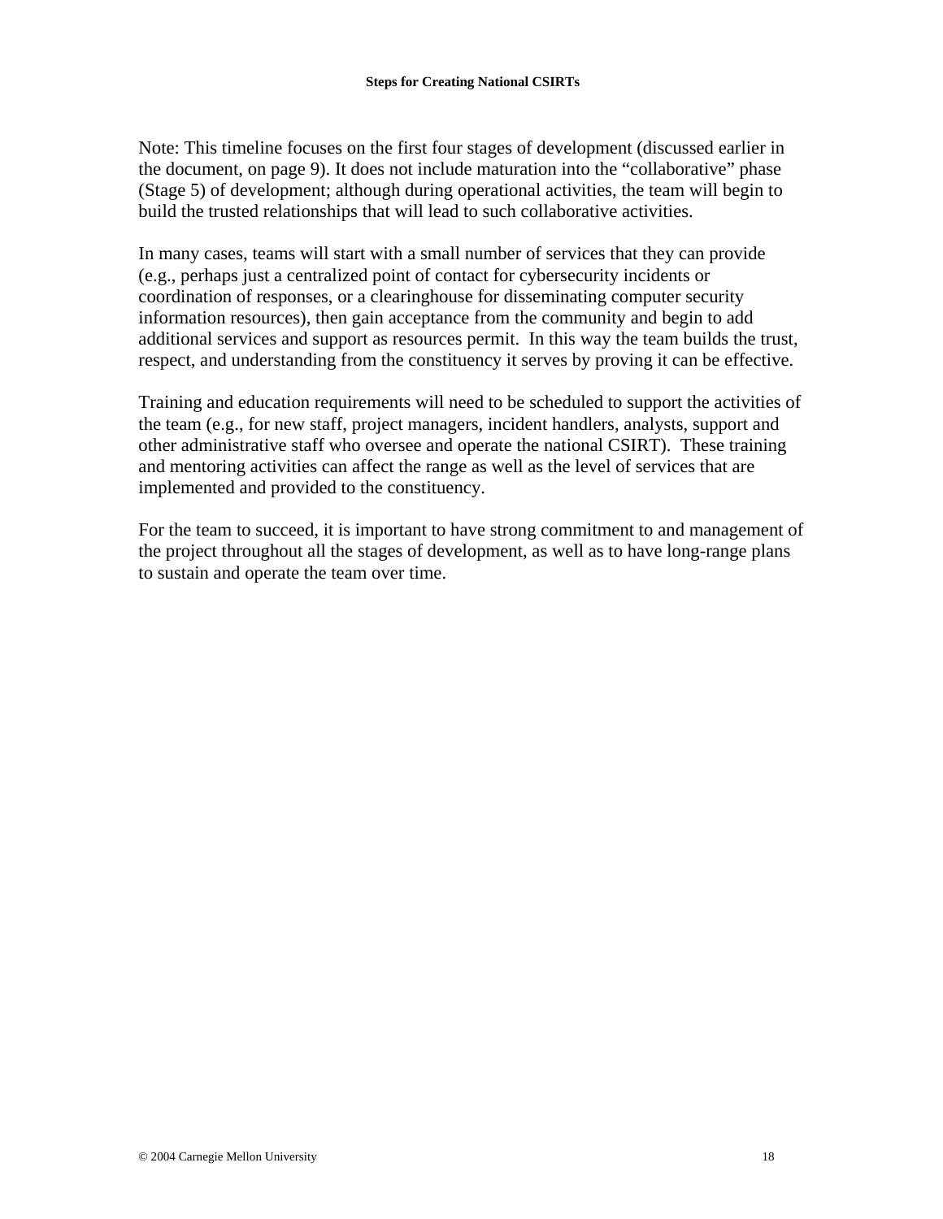Note: This timeline focuses on the first four stages of development (discussed earlier in the document, on page 9). It does not include maturation into the "collaborative" phase (Stage 5) of development; although during operational activities, the team will begin to build the trusted relationships that will lead to such collaborative activities.

In many cases, teams will start with a small number of services that they can provide (e.g., perhaps just a centralized point of contact for cybersecurity incidents or coordination of responses, or a clearinghouse for disseminating computer security information resources), then gain acceptance from the community and begin to add additional services and support as resources permit. In this way the team builds the trust, respect, and understanding from the constituency it serves by proving it can be effective.

Training and education requirements will need to be scheduled to support the activities of the team (e.g., for new staff, project managers, incident handlers, analysts, support and other administrative staff who oversee and operate the national CSIRT). These training and mentoring activities can affect the range as well as the level of services that are implemented and provided to the constituency.

For the team to succeed, it is important to have strong commitment to and management of the project throughout all the stages of development, as well as to have long-range plans to sustain and operate the team over time.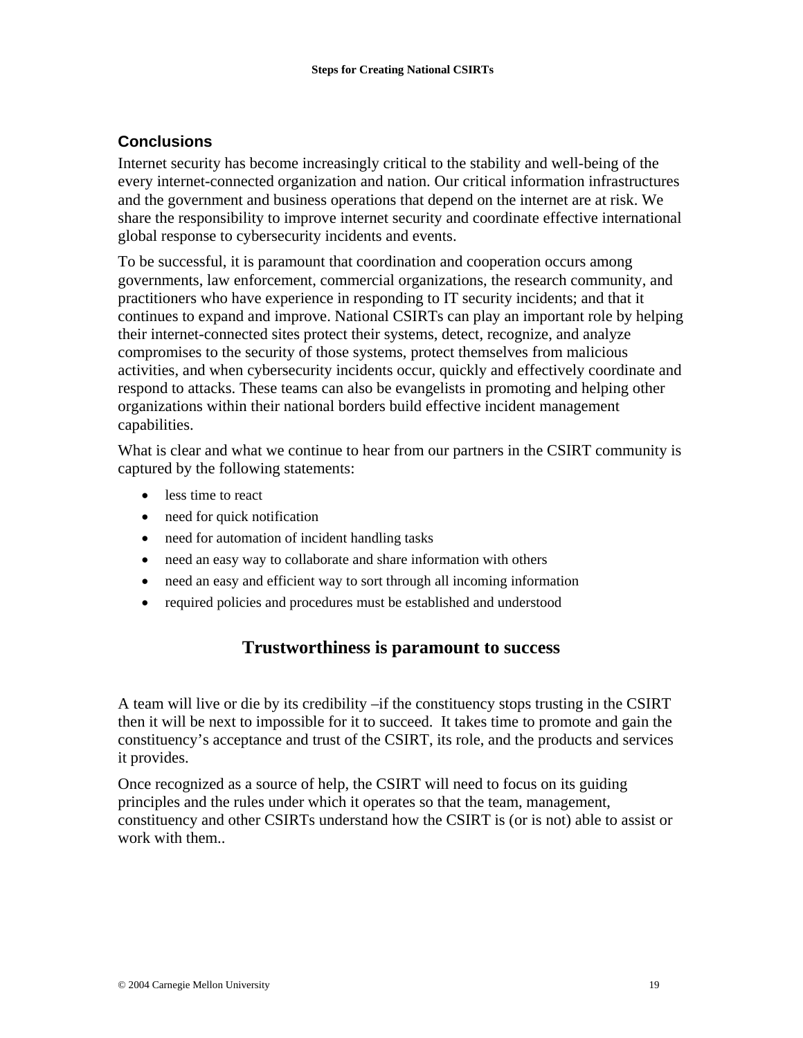## Conclusions

Internet security has become increasingly critical to the stability and well-being of the every internet-connected organization and nation. Our critical information infrastructures and the government and business operations that depend on the internet are at risk. We share the responsibility to improve internet security and coordinate effective international global response to cybersecurity incidents and events.

To be successful, it is paramount that coordination and cooperation occurs among governments, law enforcement, commercial organizations, the research community, and practitioners who have experience in responding to IT security incidents; and that it continues to expand and improve. National CSIRTs can play an important role by helping their internet-connected sites protect their systems, detect, recognize, and analyze compromises to the security of those systems, protect themselves from malicious activities, and when cybersecurity incidents occur, quickly and effectively coordinate and respond to attacks. These teams can also be evangelists in promoting and helping other organizations within their national borders build effective incident management capabilities.

What is clear and what we continue to hear from our partners in the CSIRT community is captured by the following statements:

- less time to react
- need for quick notification
- need for automation of incident handling tasks
- need an easy way to collaborate and share information with others
- need an easy and efficient way to sort through all incoming information
- required policies and procedures must be established and understood

### Trustworthiness is paramount to success

A team will live or die by its credibility –if the constituency stops trusting in the CSIRT then it will be next to impossible for it to succeed. It takes time to promote and gain the constituency's acceptance and trust of the CSIRT, its role, and the products and services it provides.

Once recognized as a source of help, the CSIRT will need to focus on its guiding principles and the rules under which it operates so that the team, management, constituency and other CSIRTs understand how the CSIRT is (or is not) able to assist or work with them..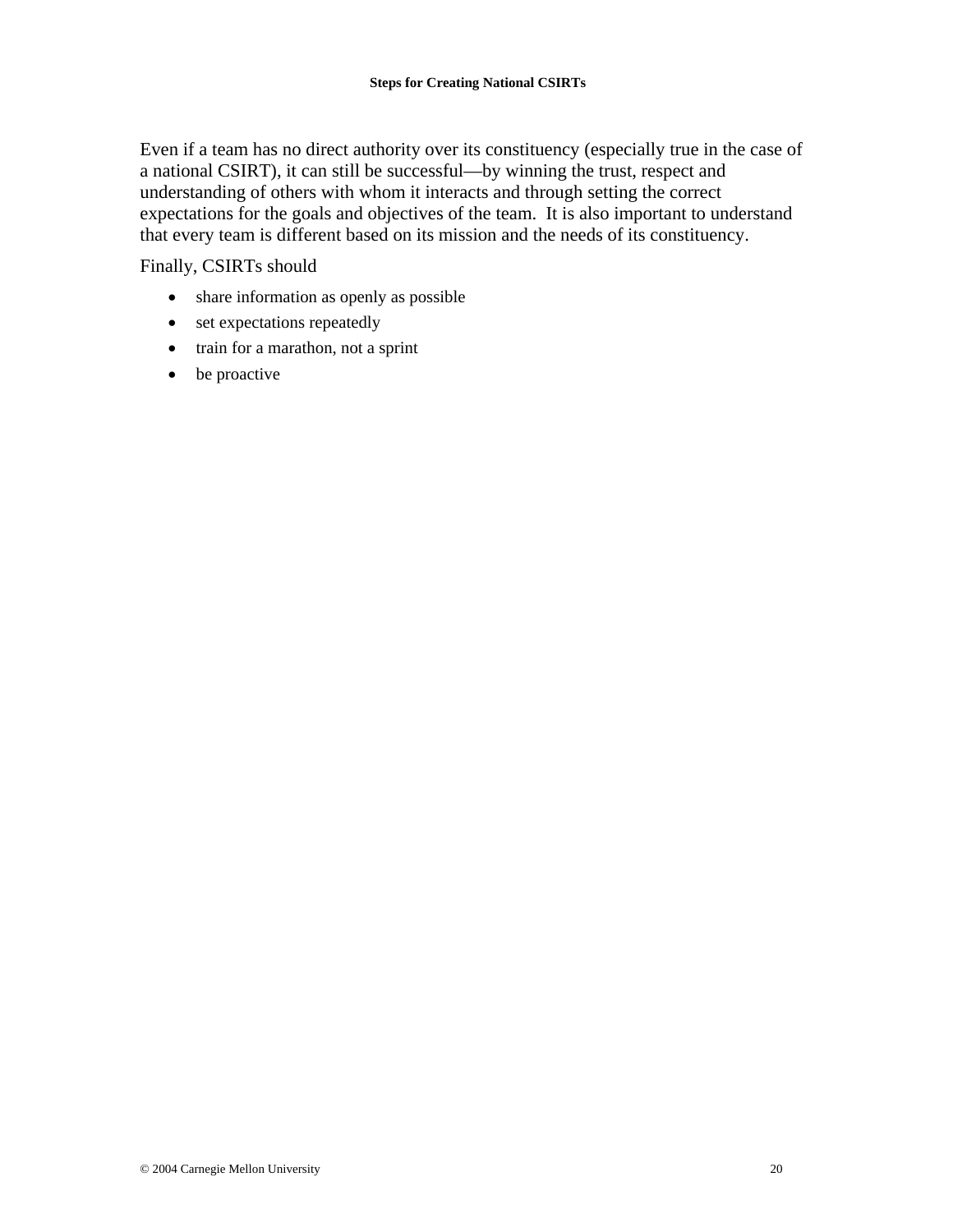Even if a team has no direct authority over its constituency (especially true in the case of a national CSIRT), it can still be successful—by winning the trust, respect and understanding of others with whom it interacts and through setting the correct expectations for the goals and objectives of the team.  It is also important to understand that every team is different based on its mission and the needs of its constituency.

Finally, CSIRTs should

- share information as openly as possible
- set expectations repeatedly
- train for a marathon, not a sprint
- be proactive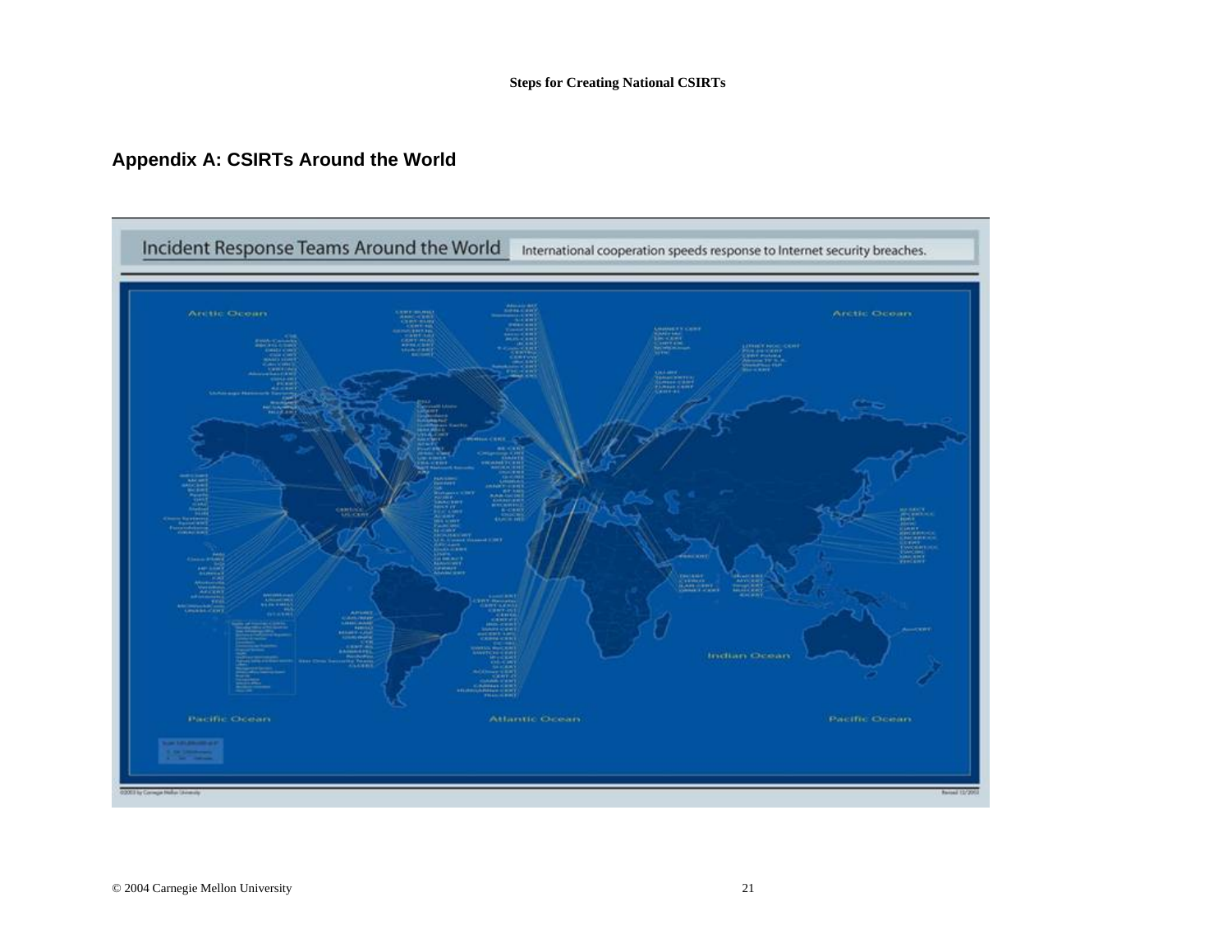## Appendix A: CSIRTs Around the World

Incident Response Teams Around the World

International cooperation speeds response to Internet security breaches.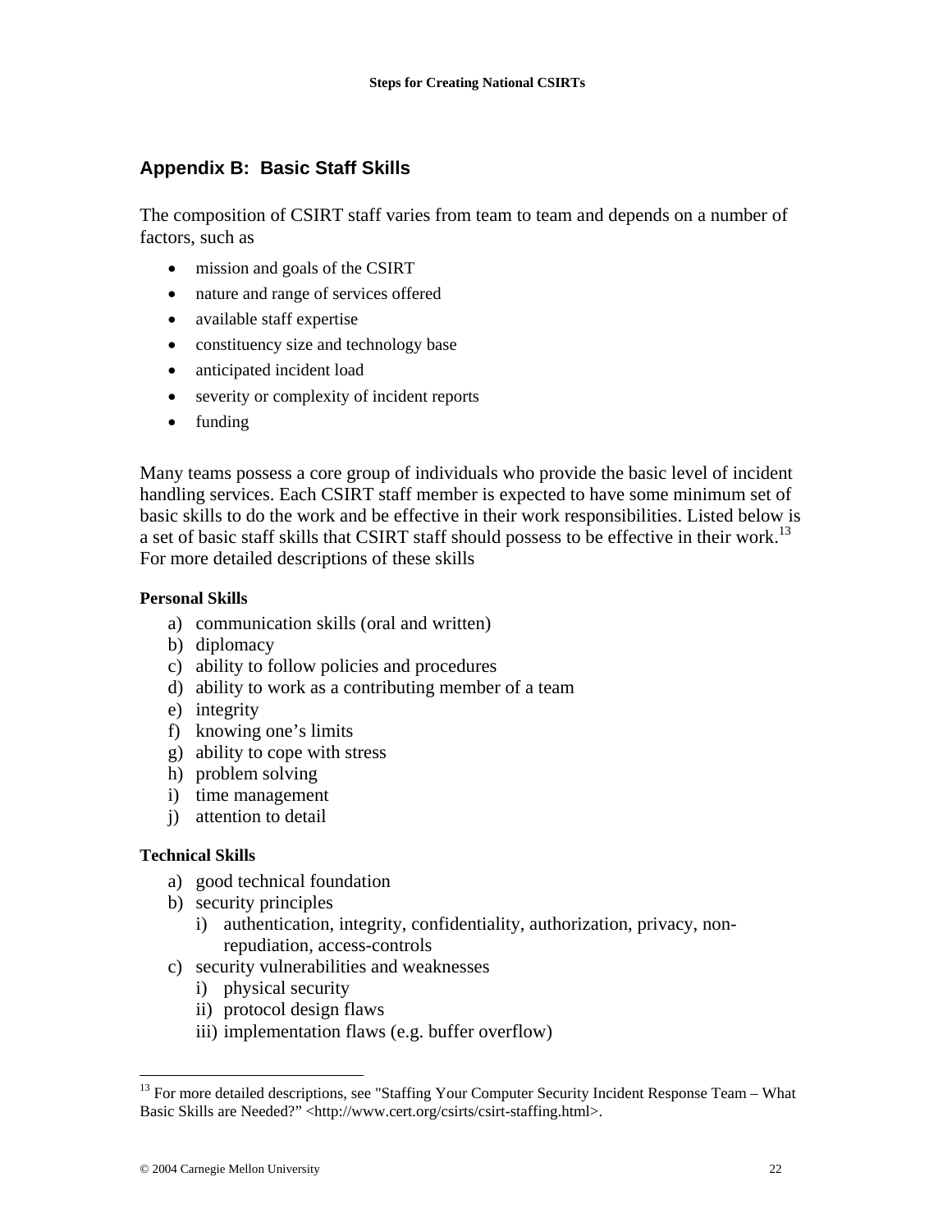## Appendix B: Basic Staff Skills

The composition of CSIRT staff varies from team to team and depends on a number of factors, such as

- mission and goals of the CSIRT
- nature and range of services offered
- available staff expertise
- constituency size and technology base
- anticipated incident load
- severity or complexity of incident reports
- funding

Many teams possess a core group of individuals who provide the basic level of incident handling services. Each CSIRT staff member is expected to have some minimum set of basic skills to do the work and be effective in their work responsibilities. Listed below is a set of basic staff skills that CSIRT staff should possess to be effective in their work.[13] For more detailed descriptions of these skills

**Personal Skills**

a) communication skills (oral and written)
b) diplomacy
c) ability to follow policies and procedures
d) ability to work as a contributing member of a team
e) integrity
f) knowing one's limits
g) ability to cope with stress
h) problem solving
i) time management
j) attention to detail

**Technical Skills**

a) good technical foundation
b) security principles
   i) authentication, integrity, confidentiality, authorization, privacy, non-repudiation, access-controls
c) security vulnerabilities and weaknesses
   i) physical security
   ii) protocol design flaws
   iii) implementation flaws (e.g. buffer overflow)

---

[13] For more detailed descriptions, see "Staffing Your Computer Security Incident Response Team – What Basic Skills are Needed?" <http://www.cert.org/csirts/csirt-staffing.html>.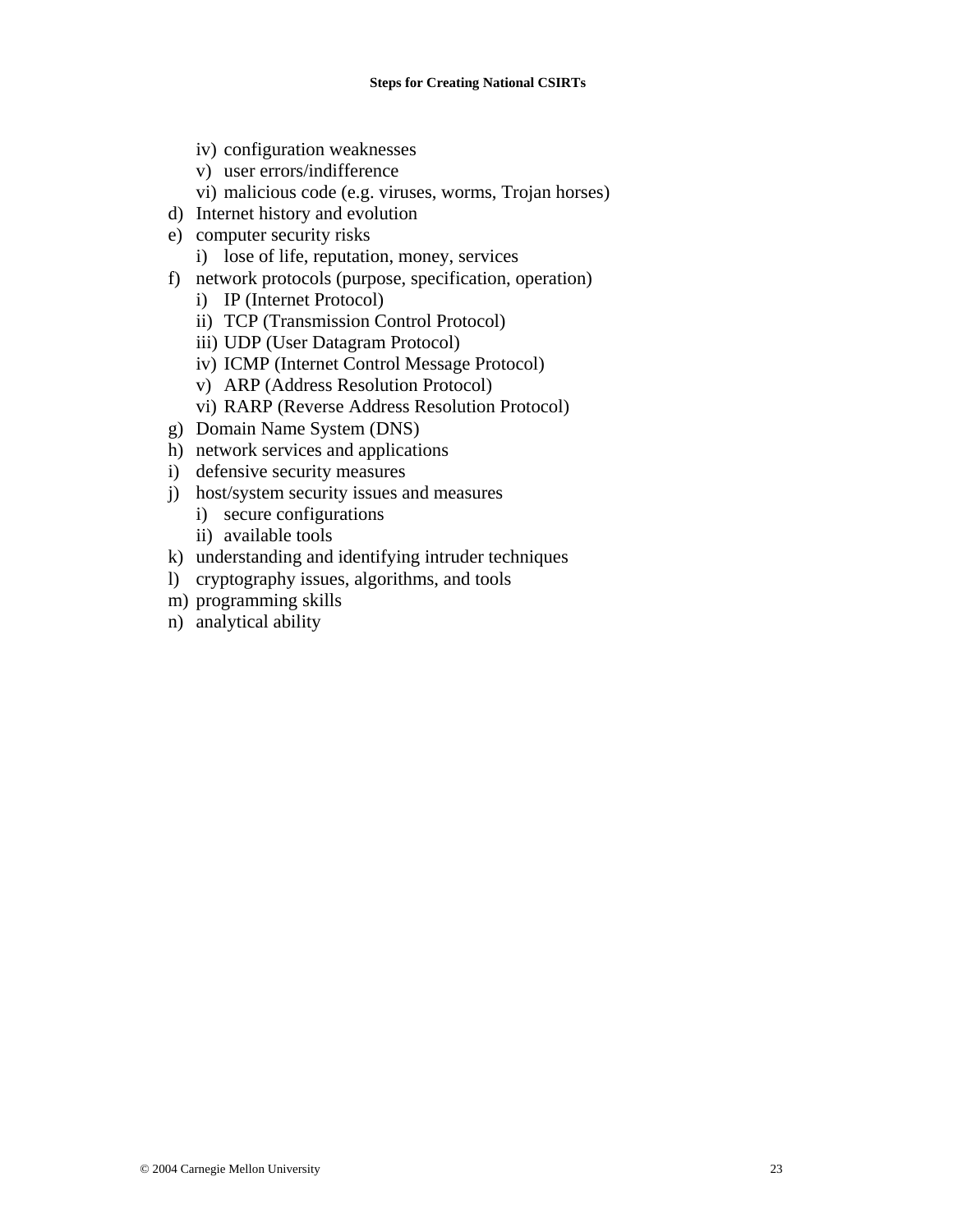- iv) configuration weaknesses
    - v) user errors/indifference
    - vi) malicious code (e.g. viruses, worms, Trojan horses)
- d) Internet history and evolution
- e) computer security risks
    - i) lose of life, reputation, money, services
- f) network protocols (purpose, specification, operation)
    - i) IP (Internet Protocol)
    - ii) TCP (Transmission Control Protocol)
    - iii) UDP (User Datagram Protocol)
    - iv) ICMP (Internet Control Message Protocol)
    - v) ARP (Address Resolution Protocol)
    - vi) RARP (Reverse Address Resolution Protocol)
- g) Domain Name System (DNS)
- h) network services and applications
- i) defensive security measures
- j) host/system security issues and measures
    - i) secure configurations
    - ii) available tools
- k) understanding and identifying intruder techniques
- l) cryptography issues, algorithms, and tools
- m) programming skills
- n) analytical ability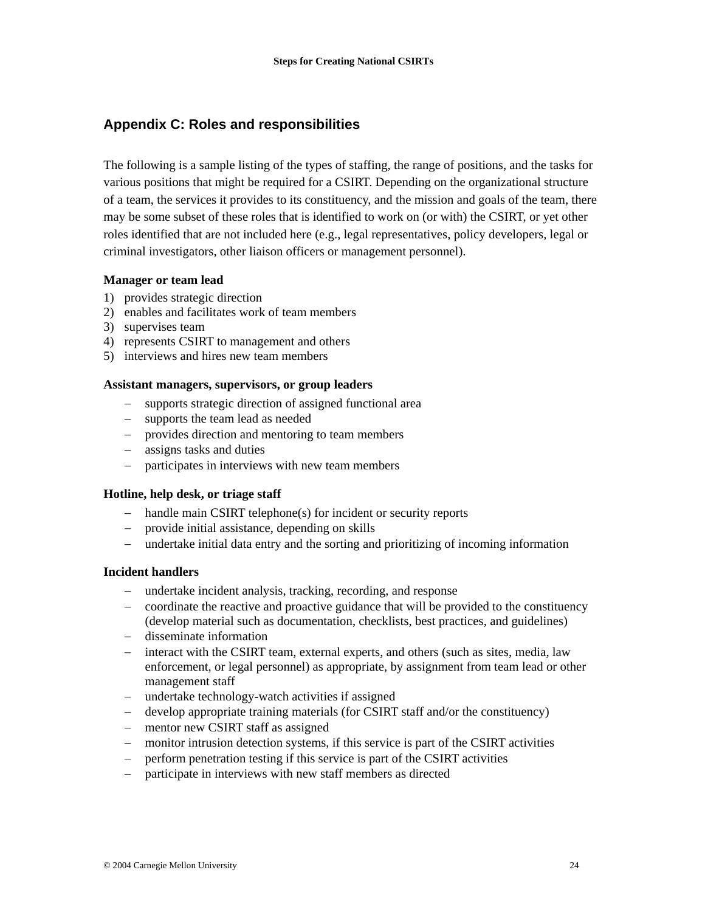## Appendix C: Roles and responsibilities

The following is a sample listing of the types of staffing, the range of positions, and the tasks for various positions that might be required for a CSIRT. Depending on the organizational structure of a team, the services it provides to its constituency, and the mission and goals of the team, there may be some subset of these roles that is identified to work on (or with) the CSIRT, or yet other roles identified that are not included here (e.g., legal representatives, policy developers, legal or criminal investigators, other liaison officers or management personnel).

**Manager or team lead**

1) provides strategic direction
2) enables and facilitates work of team members
3) supervises team
4) represents CSIRT to management and others
5) interviews and hires new team members

**Assistant managers, supervisors, or group leaders**

- supports strategic direction of assigned functional area
- supports the team lead as needed
- provides direction and mentoring to team members
- assigns tasks and duties
- participates in interviews with new team members

**Hotline, help desk, or triage staff**

- handle main CSIRT telephone(s) for incident or security reports
- provide initial assistance, depending on skills
- undertake initial data entry and the sorting and prioritizing of incoming information

**Incident handlers**

- undertake incident analysis, tracking, recording, and response
- coordinate the reactive and proactive guidance that will be provided to the constituency (develop material such as documentation, checklists, best practices, and guidelines)
- disseminate information
- interact with the CSIRT team, external experts, and others (such as sites, media, law enforcement, or legal personnel) as appropriate, by assignment from team lead or other management staff
- undertake technology-watch activities if assigned
- develop appropriate training materials (for CSIRT staff and/or the constituency)
- mentor new CSIRT staff as assigned
- monitor intrusion detection systems, if this service is part of the CSIRT activities
- perform penetration testing if this service is part of the CSIRT activities
- participate in interviews with new staff members as directed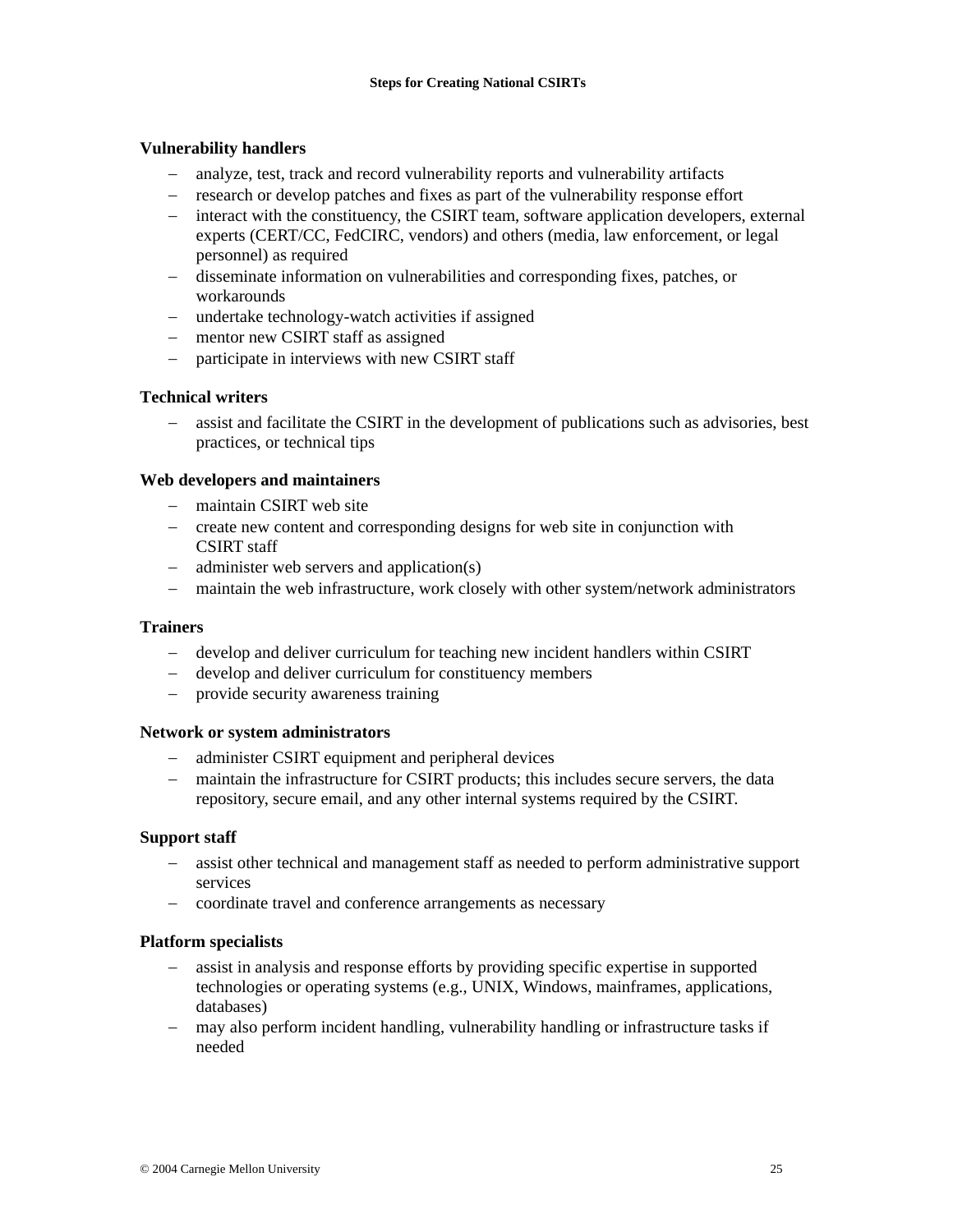**Vulnerability handlers**

- analyze, test, track and record vulnerability reports and vulnerability artifacts
- research or develop patches and fixes as part of the vulnerability response effort
- interact with the constituency, the CSIRT team, software application developers, external experts (CERT/CC, FedCIRC, vendors) and others (media, law enforcement, or legal personnel) as required
- disseminate information on vulnerabilities and corresponding fixes, patches, or workarounds
- undertake technology-watch activities if assigned
- mentor new CSIRT staff as assigned
- participate in interviews with new CSIRT staff

**Technical writers**

- assist and facilitate the CSIRT in the development of publications such as advisories, best practices, or technical tips

**Web developers and maintainers**

- maintain CSIRT web site
- create new content and corresponding designs for web site in conjunction with CSIRT staff
- administer web servers and application(s)
- maintain the web infrastructure, work closely with other system/network administrators

**Trainers**

- develop and deliver curriculum for teaching new incident handlers within CSIRT
- develop and deliver curriculum for constituency members
- provide security awareness training

**Network or system administrators**

- administer CSIRT equipment and peripheral devices
- maintain the infrastructure for CSIRT products; this includes secure servers, the data repository, secure email, and any other internal systems required by the CSIRT.

**Support staff**

- assist other technical and management staff as needed to perform administrative support services
- coordinate travel and conference arrangements as necessary

**Platform specialists**

- assist in analysis and response efforts by providing specific expertise in supported technologies or operating systems (e.g., UNIX, Windows, mainframes, applications, databases)
- may also perform incident handling, vulnerability handling or infrastructure tasks if needed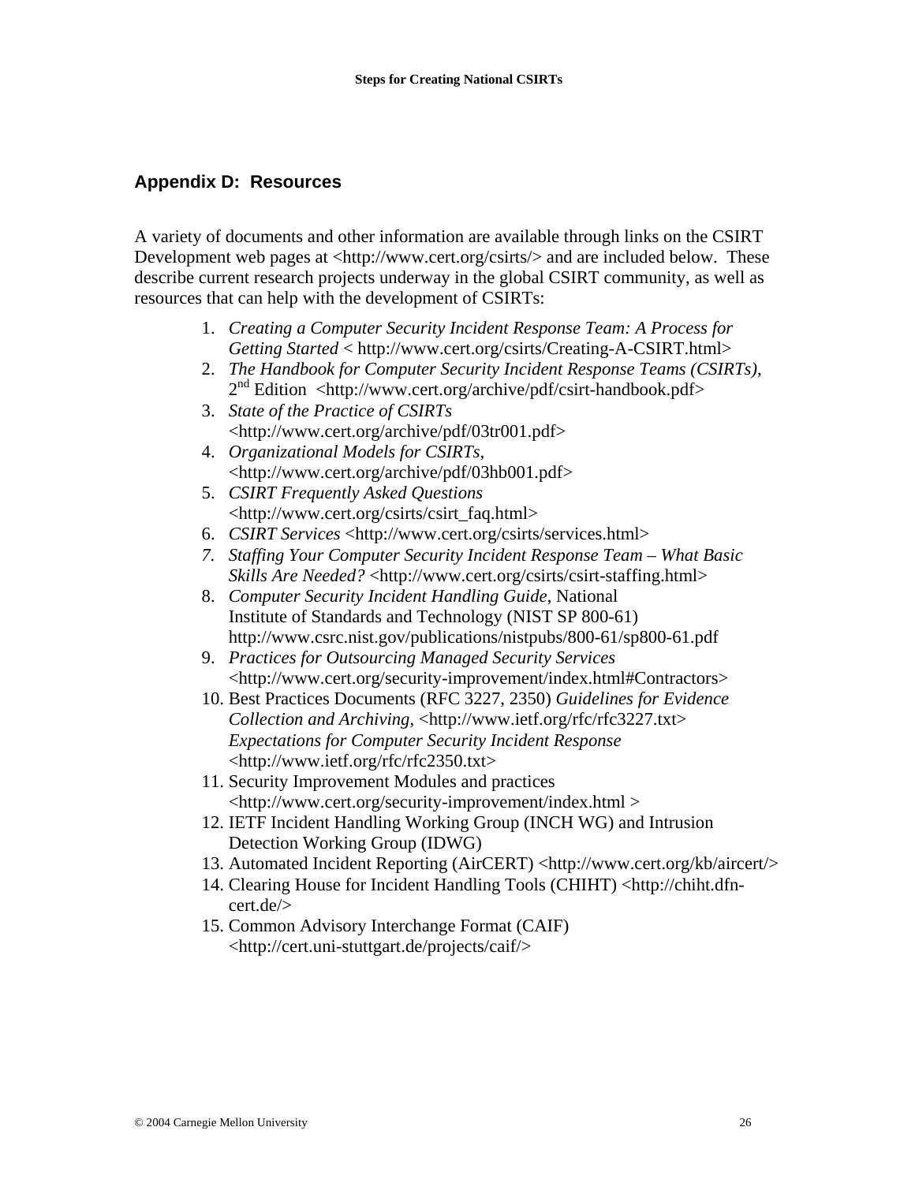## Appendix D: Resources

A variety of documents and other information are available through links on the CSIRT Development web pages at <http://www.cert.org/csirts/> and are included below. These describe current research projects underway in the global CSIRT community, as well as resources that can help with the development of CSIRTs:

1. *Creating a Computer Security Incident Response Team: A Process for Getting Started* < http://www.cert.org/csirts/Creating-A-CSIRT.html>
2. *The Handbook for Computer Security Incident Response Teams (CSIRTs)*, 2nd Edition <http://www.cert.org/archive/pdf/csirt-handbook.pdf>
3. *State of the Practice of CSIRTs* <http://www.cert.org/archive/pdf/03tr001.pdf>
4. *Organizational Models for CSIRTs*, <http://www.cert.org/archive/pdf/03hb001.pdf>
5. *CSIRT Frequently Asked Questions* <http://www.cert.org/csirts/csirt_faq.html>
6. *CSIRT Services* <http://www.cert.org/csirts/services.html>
7. *Staffing Your Computer Security Incident Response Team – What Basic Skills Are Needed?* <http://www.cert.org/csirts/csirt-staffing.html>
8. *Computer Security Incident Handling Guide*, National Institute of Standards and Technology (NIST SP 800-61) http://www.csrc.nist.gov/publications/nistpubs/800-61/sp800-61.pdf
9. *Practices for Outsourcing Managed Security Services* <http://www.cert.org/security-improvement/index.html#Contractors>
10. Best Practices Documents (RFC 3227, 2350) *Guidelines for Evidence Collection and Archiving*, <http://www.ietf.org/rfc/rfc3227.txt> *Expectations for Computer Security Incident Response* <http://www.ietf.org/rfc/rfc2350.txt>
11. Security Improvement Modules and practices <http://www.cert.org/security-improvement/index.html >
12. IETF Incident Handling Working Group (INCH WG) and Intrusion Detection Working Group (IDWG)
13. Automated Incident Reporting (AirCERT) <http://www.cert.org/kb/aircert/>
14. Clearing House for Incident Handling Tools (CHIHT) <http://chiht.dfn-cert.de/>
15. Common Advisory Interchange Format (CAIF) <http://cert.uni-stuttgart.de/projects/caif/>